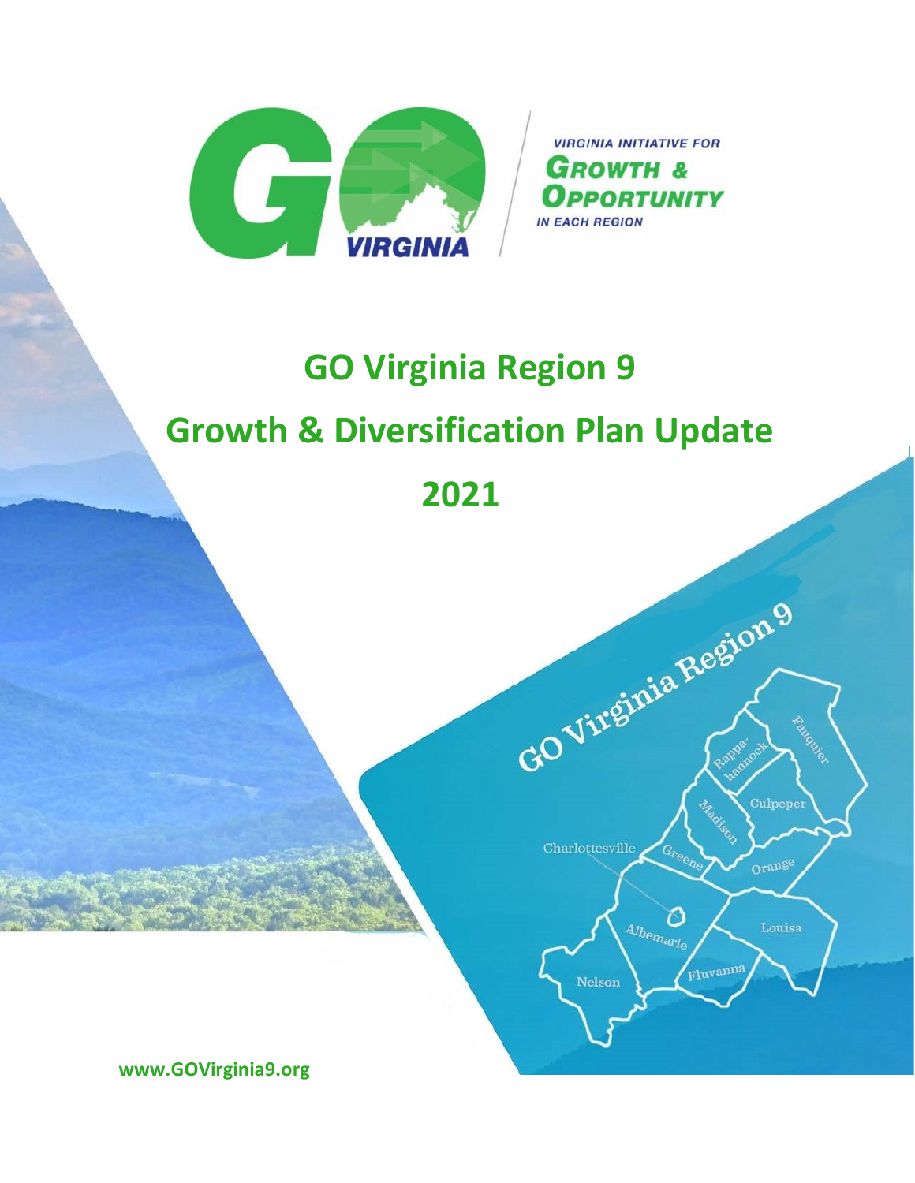VIRGINIA INITIATIVE FOR **GROWTH & OPPORTUNITY** IN EACH REGION

# GO Virginia Region 9

# Growth & Diversification Plan Update

# 2021

www.GOVirginia9.org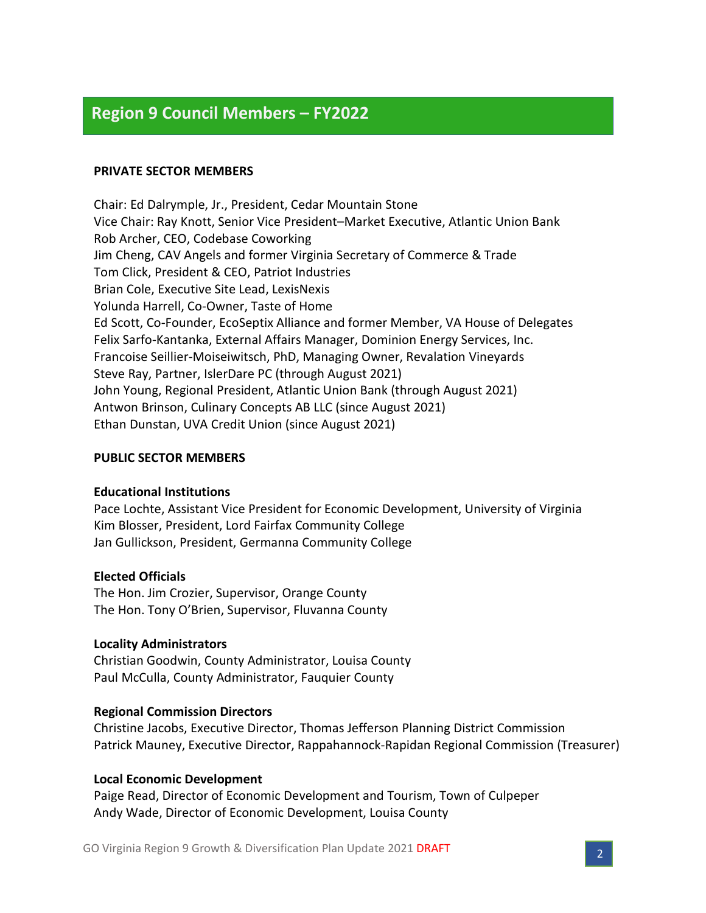# Region 9 Council Members – FY2022

**PRIVATE SECTOR MEMBERS**

Chair: Ed Dalrymple, Jr., President, Cedar Mountain Stone
Vice Chair: Ray Knott, Senior Vice President–Market Executive, Atlantic Union Bank
Rob Archer, CEO, Codebase Coworking
Jim Cheng, CAV Angels and former Virginia Secretary of Commerce & Trade
Tom Click, President & CEO, Patriot Industries
Brian Cole, Executive Site Lead, LexisNexis
Yolunda Harrell, Co-Owner, Taste of Home
Ed Scott, Co-Founder, EcoSeptix Alliance and former Member, VA House of Delegates
Felix Sarfo-Kantanka, External Affairs Manager, Dominion Energy Services, Inc.
Francoise Seillier-Moiseiwitsch, PhD, Managing Owner, Revalation Vineyards
Steve Ray, Partner, IslerDare PC (through August 2021)
John Young, Regional President, Atlantic Union Bank (through August 2021)
Antwon Brinson, Culinary Concepts AB LLC (since August 2021)
Ethan Dunstan, UVA Credit Union (since August 2021)

**PUBLIC SECTOR MEMBERS**

**Educational Institutions**
Pace Lochte, Assistant Vice President for Economic Development, University of Virginia
Kim Blosser, President, Lord Fairfax Community College
Jan Gullickson, President, Germanna Community College

**Elected Officials**
The Hon. Jim Crozier, Supervisor, Orange County
The Hon. Tony O'Brien, Supervisor, Fluvanna County

**Locality Administrators**
Christian Goodwin, County Administrator, Louisa County
Paul McCulla, County Administrator, Fauquier County

**Regional Commission Directors**
Christine Jacobs, Executive Director, Thomas Jefferson Planning District Commission
Patrick Mauney, Executive Director, Rappahannock-Rapidan Regional Commission (Treasurer)

**Local Economic Development**
Paige Read, Director of Economic Development and Tourism, Town of Culpeper
Andy Wade, Director of Economic Development, Louisa County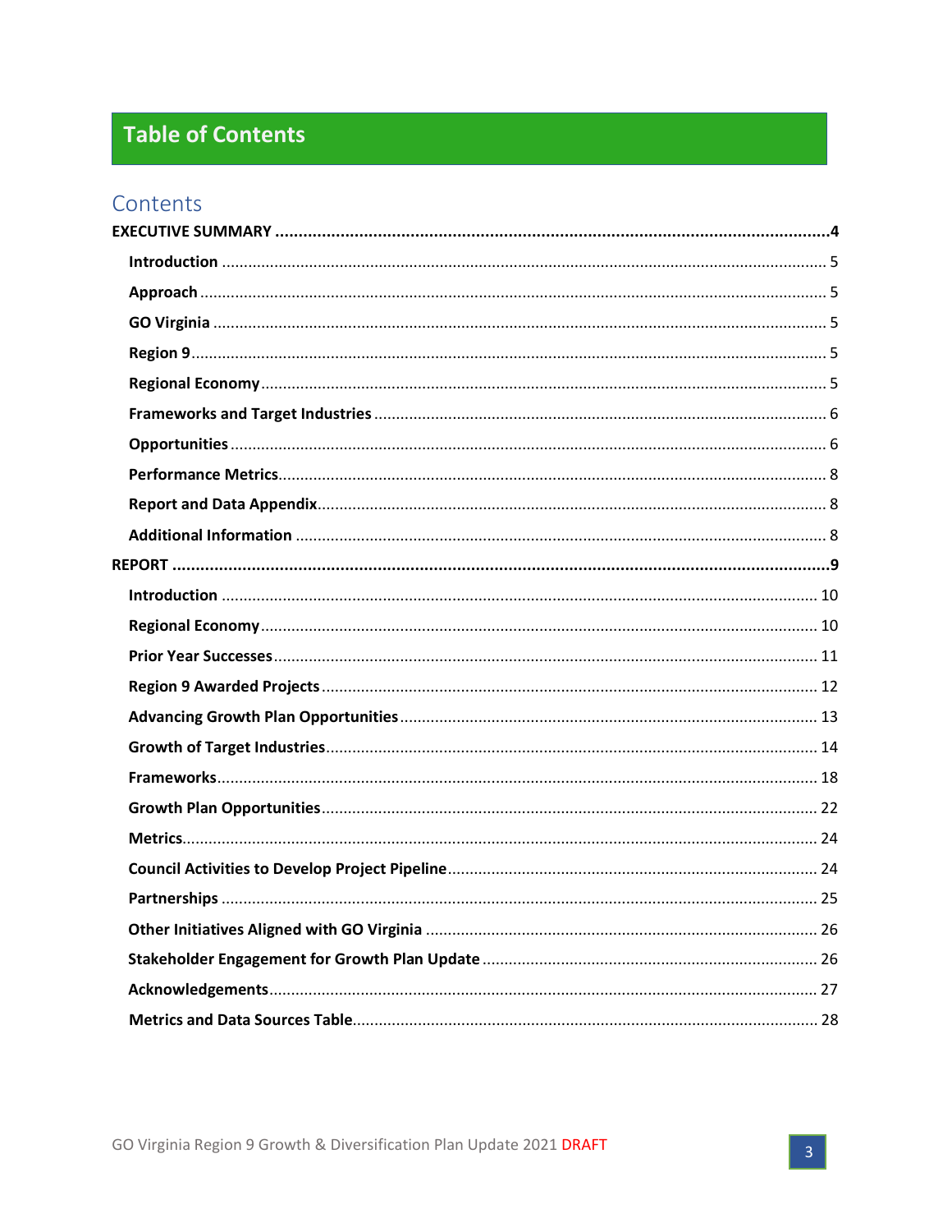# Table of Contents

## Contents

**EXECUTIVE SUMMARY** ..... **4**

- **Introduction** ..... 5
- **Approach** ..... 5
- **GO Virginia** ..... 5
- **Region 9** ..... 5
- **Regional Economy** ..... 5
- **Frameworks and Target Industries** ..... 6
- **Opportunities** ..... 6
- **Performance Metrics** ..... 8
- **Report and Data Appendix** ..... 8
- **Additional Information** ..... 8

**REPORT** ..... **9**

- **Introduction** ..... 10
- **Regional Economy** ..... 10
- **Prior Year Successes** ..... 11
- **Region 9 Awarded Projects** ..... 12
- **Advancing Growth Plan Opportunities** ..... 13
- **Growth of Target Industries** ..... 14
- **Frameworks** ..... 18
- **Growth Plan Opportunities** ..... 22
- **Metrics** ..... 24
- **Council Activities to Develop Project Pipeline** ..... 24
- **Partnerships** ..... 25
- **Other Initiatives Aligned with GO Virginia** ..... 26
- **Stakeholder Engagement for Growth Plan Update** ..... 26
- **Acknowledgements** ..... 27
- **Metrics and Data Sources Table** ..... 28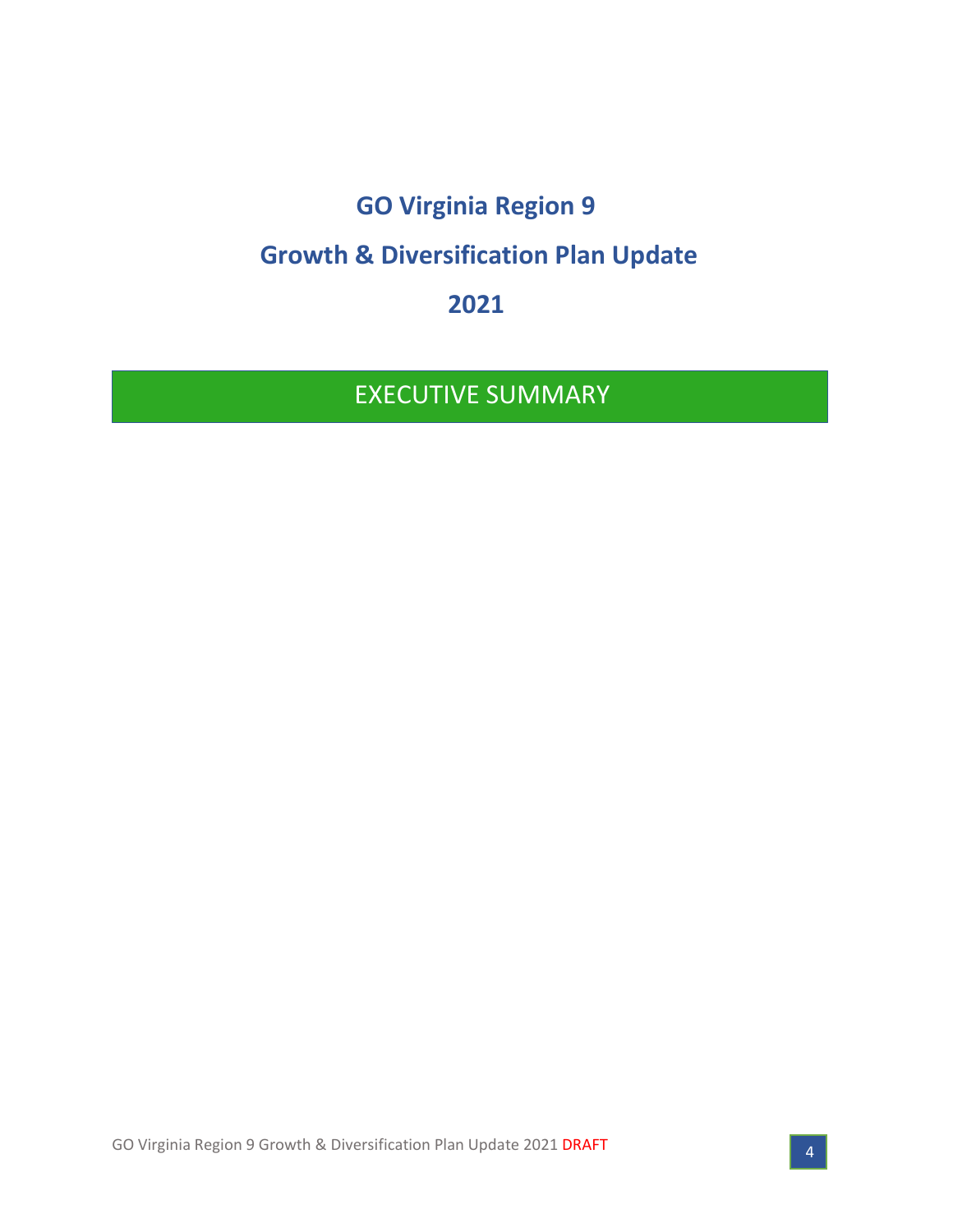# GO Virginia Region 9

# Growth & Diversification Plan Update

# 2021

## EXECUTIVE SUMMARY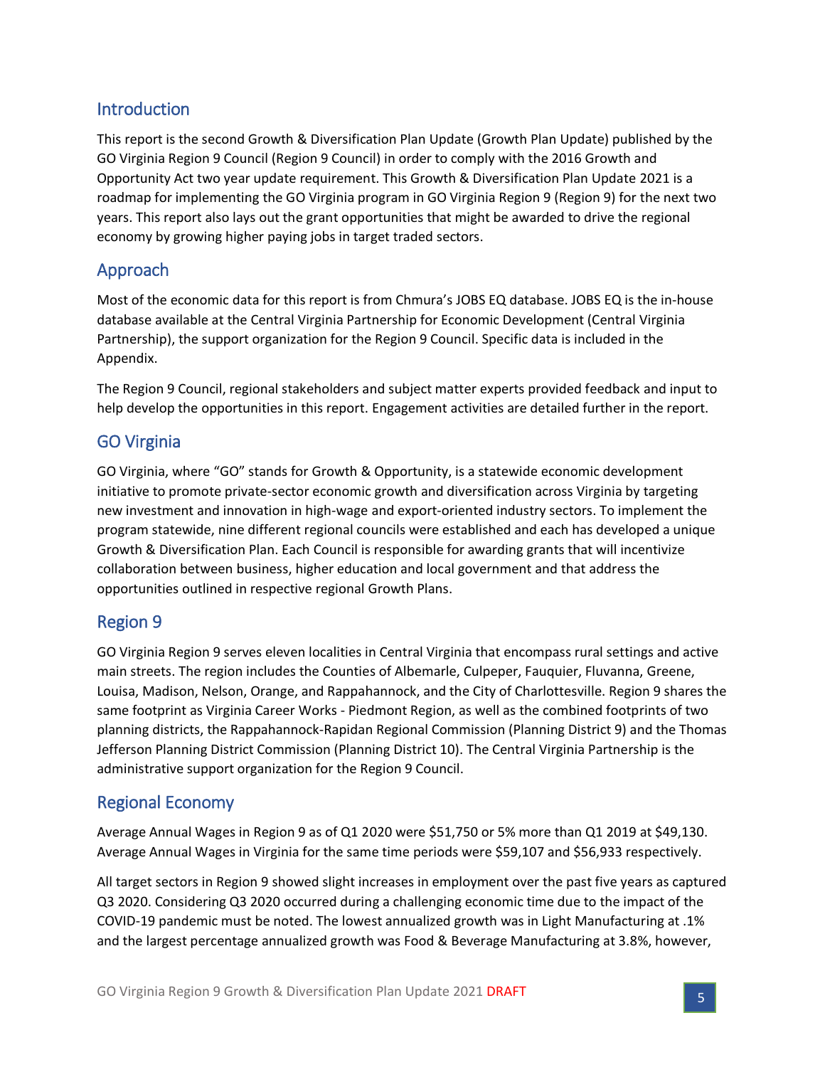## Introduction

This report is the second Growth & Diversification Plan Update (Growth Plan Update) published by the GO Virginia Region 9 Council (Region 9 Council) in order to comply with the 2016 Growth and Opportunity Act two year update requirement. This Growth & Diversification Plan Update 2021 is a roadmap for implementing the GO Virginia program in GO Virginia Region 9 (Region 9) for the next two years. This report also lays out the grant opportunities that might be awarded to drive the regional economy by growing higher paying jobs in target traded sectors.

## Approach

Most of the economic data for this report is from Chmura's JOBS EQ database. JOBS EQ is the in-house database available at the Central Virginia Partnership for Economic Development (Central Virginia Partnership), the support organization for the Region 9 Council. Specific data is included in the Appendix.

The Region 9 Council, regional stakeholders and subject matter experts provided feedback and input to help develop the opportunities in this report. Engagement activities are detailed further in the report.

## GO Virginia

GO Virginia, where "GO" stands for Growth & Opportunity, is a statewide economic development initiative to promote private-sector economic growth and diversification across Virginia by targeting new investment and innovation in high-wage and export-oriented industry sectors. To implement the program statewide, nine different regional councils were established and each has developed a unique Growth & Diversification Plan. Each Council is responsible for awarding grants that will incentivize collaboration between business, higher education and local government and that address the opportunities outlined in respective regional Growth Plans.

## Region 9

GO Virginia Region 9 serves eleven localities in Central Virginia that encompass rural settings and active main streets. The region includes the Counties of Albemarle, Culpeper, Fauquier, Fluvanna, Greene, Louisa, Madison, Nelson, Orange, and Rappahannock, and the City of Charlottesville. Region 9 shares the same footprint as Virginia Career Works - Piedmont Region, as well as the combined footprints of two planning districts, the Rappahannock-Rapidan Regional Commission (Planning District 9) and the Thomas Jefferson Planning District Commission (Planning District 10). The Central Virginia Partnership is the administrative support organization for the Region 9 Council.

## Regional Economy

Average Annual Wages in Region 9 as of Q1 2020 were $51,750 or 5% more than Q1 2019 at $49,130. Average Annual Wages in Virginia for the same time periods were $59,107 and $56,933 respectively.

All target sectors in Region 9 showed slight increases in employment over the past five years as captured Q3 2020. Considering Q3 2020 occurred during a challenging economic time due to the impact of the COVID-19 pandemic must be noted. The lowest annualized growth was in Light Manufacturing at .1% and the largest percentage annualized growth was Food & Beverage Manufacturing at 3.8%, however,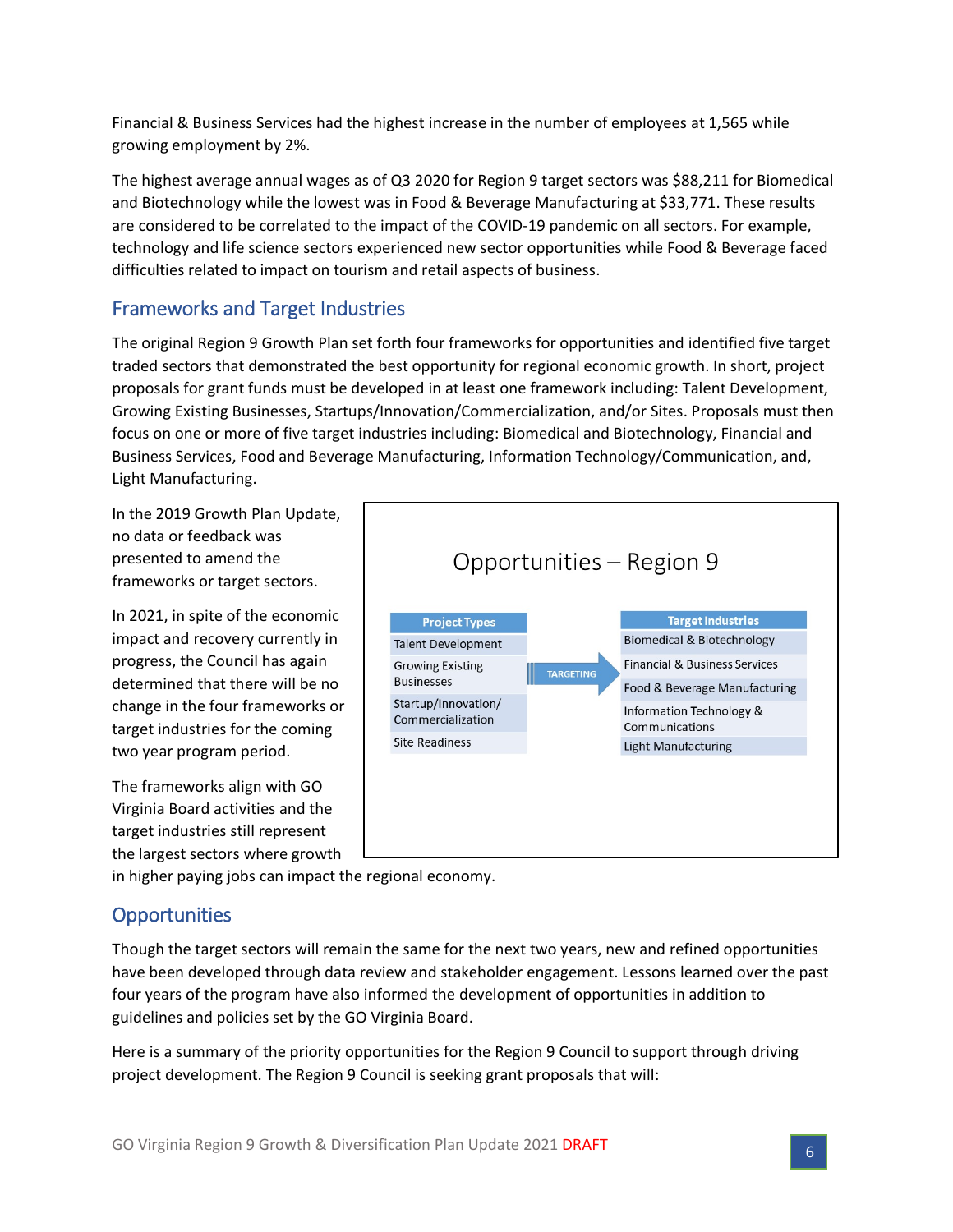Financial & Business Services had the highest increase in the number of employees at 1,565 while growing employment by 2%.

The highest average annual wages as of Q3 2020 for Region 9 target sectors was $88,211 for Biomedical and Biotechnology while the lowest was in Food & Beverage Manufacturing at $33,771. These results are considered to be correlated to the impact of the COVID-19 pandemic on all sectors. For example, technology and life science sectors experienced new sector opportunities while Food & Beverage faced difficulties related to impact on tourism and retail aspects of business.

## Frameworks and Target Industries

The original Region 9 Growth Plan set forth four frameworks for opportunities and identified five target traded sectors that demonstrated the best opportunity for regional economic growth. In short, project proposals for grant funds must be developed in at least one framework including: Talent Development, Growing Existing Businesses, Startups/Innovation/Commercialization, and/or Sites. Proposals must then focus on one or more of five target industries including: Biomedical and Biotechnology, Financial and Business Services, Food and Beverage Manufacturing, Information Technology/Communication, and, Light Manufacturing.

In the 2019 Growth Plan Update, no data or feedback was presented to amend the frameworks or target sectors.

In 2021, in spite of the economic impact and recovery currently in progress, the Council has again determined that there will be no change in the four frameworks or target industries for the coming two year program period.

The frameworks align with GO Virginia Board activities and the target industries still represent the largest sectors where growth in higher paying jobs can impact the regional economy.

**Opportunities – Region 9**

| Project Types | | Target Industries |
|---|---|---|
| Talent Development | TARGETING | Biomedical & Biotechnology |
| Growing Existing Businesses | | Financial & Business Services |
| Startup/Innovation/ Commercialization | | Food & Beverage Manufacturing |
| Site Readiness | | Information Technology & Communications |
| | | Light Manufacturing |

## Opportunities

Though the target sectors will remain the same for the next two years, new and refined opportunities have been developed through data review and stakeholder engagement. Lessons learned over the past four years of the program have also informed the development of opportunities in addition to guidelines and policies set by the GO Virginia Board.

Here is a summary of the priority opportunities for the Region 9 Council to support through driving project development. The Region 9 Council is seeking grant proposals that will: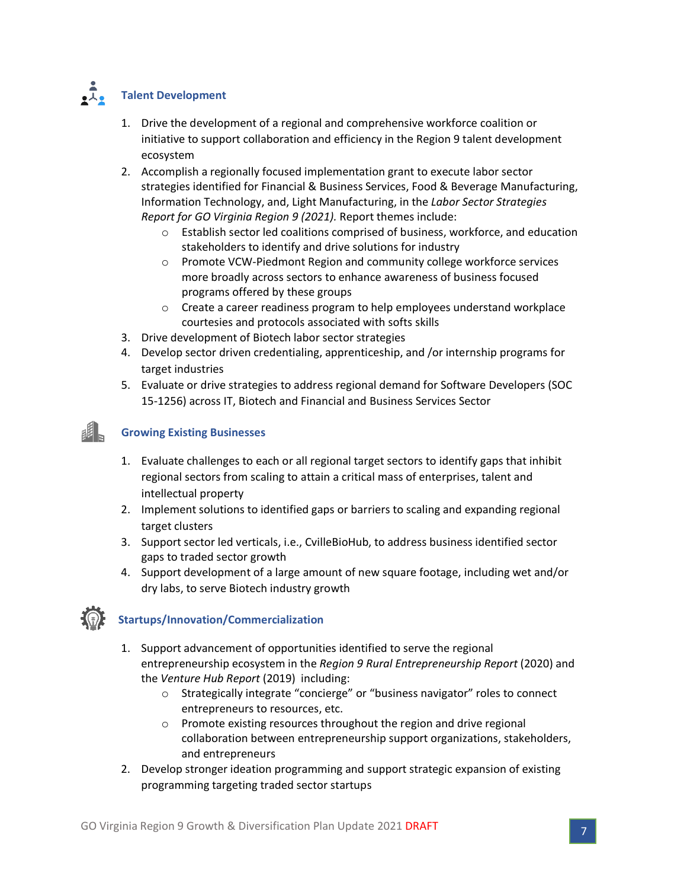### Talent Development

1. Drive the development of a regional and comprehensive workforce coalition or initiative to support collaboration and efficiency in the Region 9 talent development ecosystem
2. Accomplish a regionally focused implementation grant to execute labor sector strategies identified for Financial & Business Services, Food & Beverage Manufacturing, Information Technology, and, Light Manufacturing, in the *Labor Sector Strategies Report for GO Virginia Region 9 (2021).* Report themes include:
   - Establish sector led coalitions comprised of business, workforce, and education stakeholders to identify and drive solutions for industry
   - Promote VCW-Piedmont Region and community college workforce services more broadly across sectors to enhance awareness of business focused programs offered by these groups
   - Create a career readiness program to help employees understand workplace courtesies and protocols associated with softs skills
3. Drive development of Biotech labor sector strategies
4. Develop sector driven credentialing, apprenticeship, and /or internship programs for target industries
5. Evaluate or drive strategies to address regional demand for Software Developers (SOC 15-1256) across IT, Biotech and Financial and Business Services Sector

### Growing Existing Businesses

1. Evaluate challenges to each or all regional target sectors to identify gaps that inhibit regional sectors from scaling to attain a critical mass of enterprises, talent and intellectual property
2. Implement solutions to identified gaps or barriers to scaling and expanding regional target clusters
3. Support sector led verticals, i.e., CvilleBioHub, to address business identified sector gaps to traded sector growth
4. Support development of a large amount of new square footage, including wet and/or dry labs, to serve Biotech industry growth

### Startups/Innovation/Commercialization

1. Support advancement of opportunities identified to serve the regional entrepreneurship ecosystem in the *Region 9 Rural Entrepreneurship Report* (2020) and the *Venture Hub Report* (2019) including:
   - Strategically integrate "concierge" or "business navigator" roles to connect entrepreneurs to resources, etc.
   - Promote existing resources throughout the region and drive regional collaboration between entrepreneurship support organizations, stakeholders, and entrepreneurs
2. Develop stronger ideation programming and support strategic expansion of existing programming targeting traded sector startups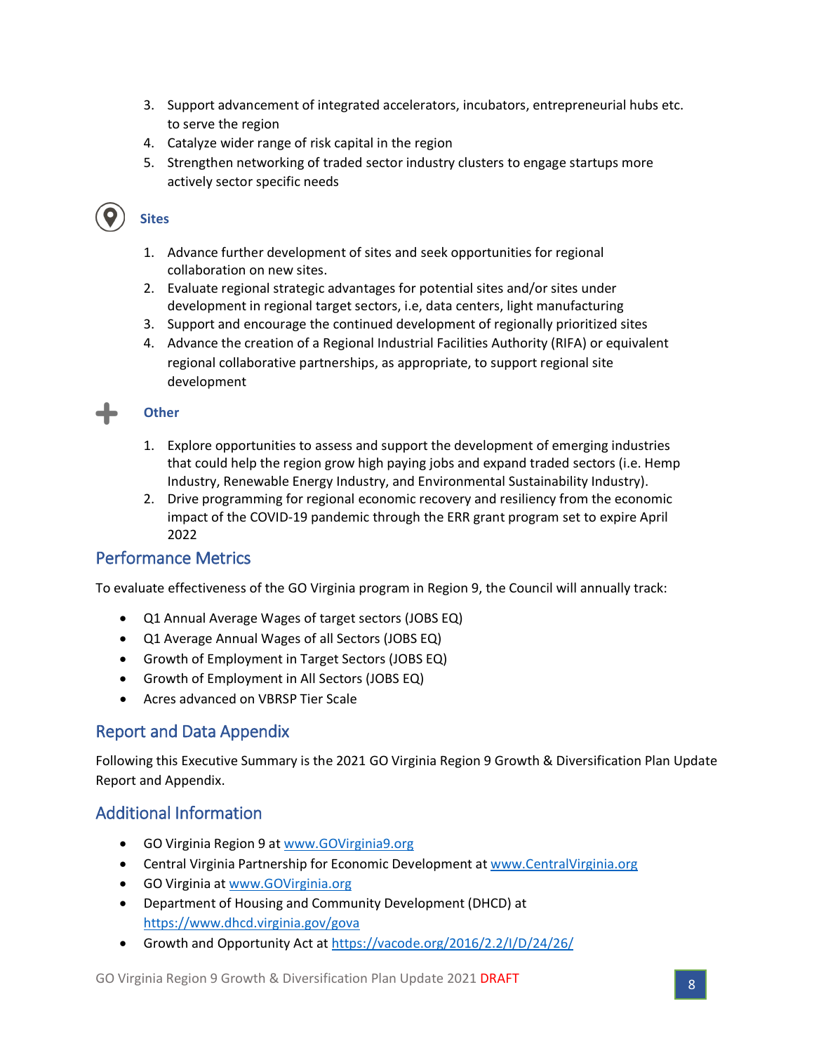3. Support advancement of integrated accelerators, incubators, entrepreneurial hubs etc. to serve the region
4. Catalyze wider range of risk capital in the region
5. Strengthen networking of traded sector industry clusters to engage startups more actively sector specific needs

### Sites

1. Advance further development of sites and seek opportunities for regional collaboration on new sites.
2. Evaluate regional strategic advantages for potential sites and/or sites under development in regional target sectors, i.e, data centers, light manufacturing
3. Support and encourage the continued development of regionally prioritized sites
4. Advance the creation of a Regional Industrial Facilities Authority (RIFA) or equivalent regional collaborative partnerships, as appropriate, to support regional site development

### Other

1. Explore opportunities to assess and support the development of emerging industries that could help the region grow high paying jobs and expand traded sectors (i.e. Hemp Industry, Renewable Energy Industry, and Environmental Sustainability Industry).
2. Drive programming for regional economic recovery and resiliency from the economic impact of the COVID-19 pandemic through the ERR grant program set to expire April 2022

## Performance Metrics

To evaluate effectiveness of the GO Virginia program in Region 9, the Council will annually track:

- Q1 Annual Average Wages of target sectors (JOBS EQ)
- Q1 Average Annual Wages of all Sectors (JOBS EQ)
- Growth of Employment in Target Sectors (JOBS EQ)
- Growth of Employment in All Sectors (JOBS EQ)
- Acres advanced on VBRSP Tier Scale

## Report and Data Appendix

Following this Executive Summary is the 2021 GO Virginia Region 9 Growth & Diversification Plan Update Report and Appendix.

## Additional Information

- GO Virginia Region 9 at www.GOVirginia9.org
- Central Virginia Partnership for Economic Development at www.CentralVirginia.org
- GO Virginia at www.GOVirginia.org
- Department of Housing and Community Development (DHCD) at https://www.dhcd.virginia.gov/gova
- Growth and Opportunity Act at https://vacode.org/2016/2.2/I/D/24/26/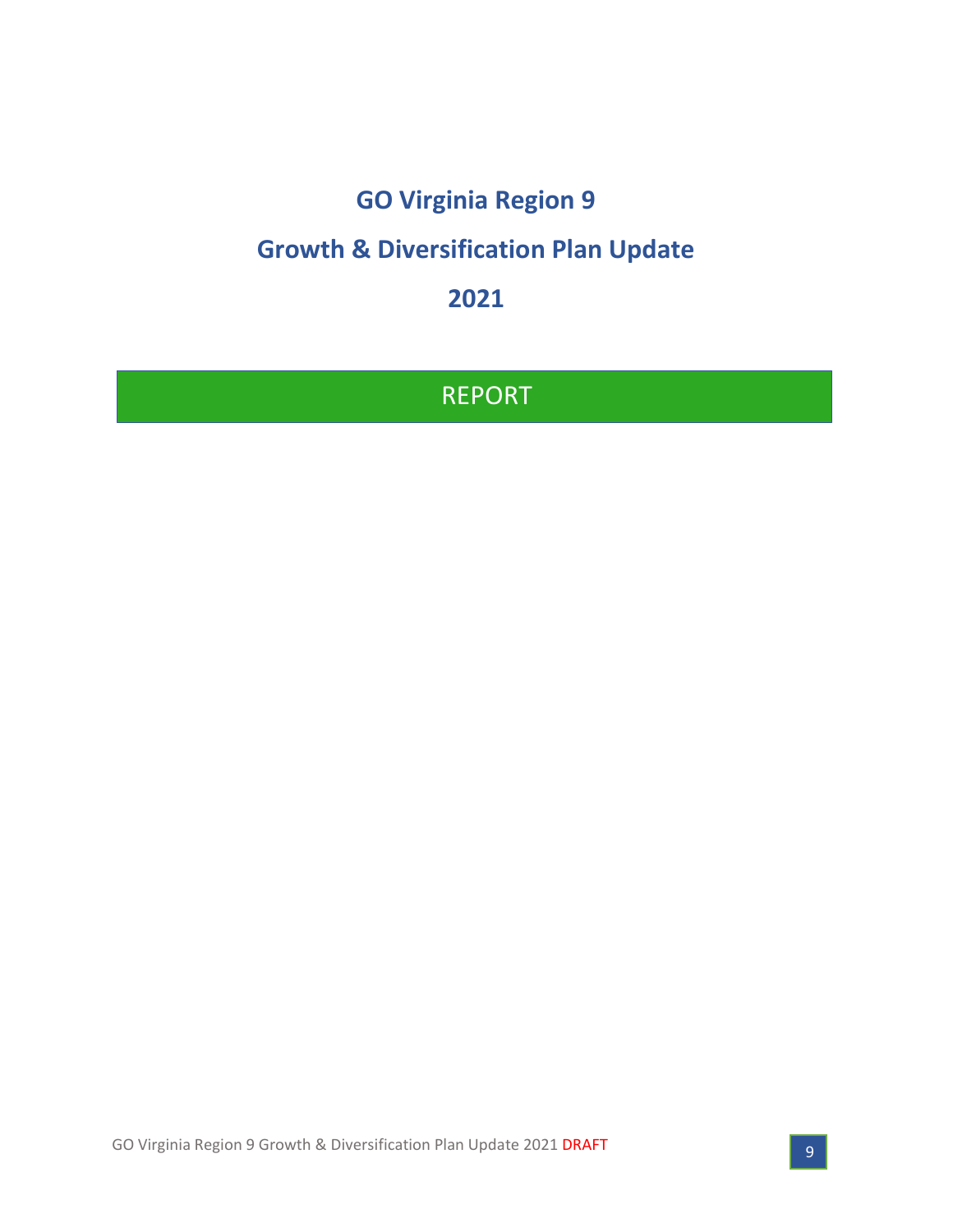# GO Virginia Region 9

# Growth & Diversification Plan Update

# 2021

## REPORT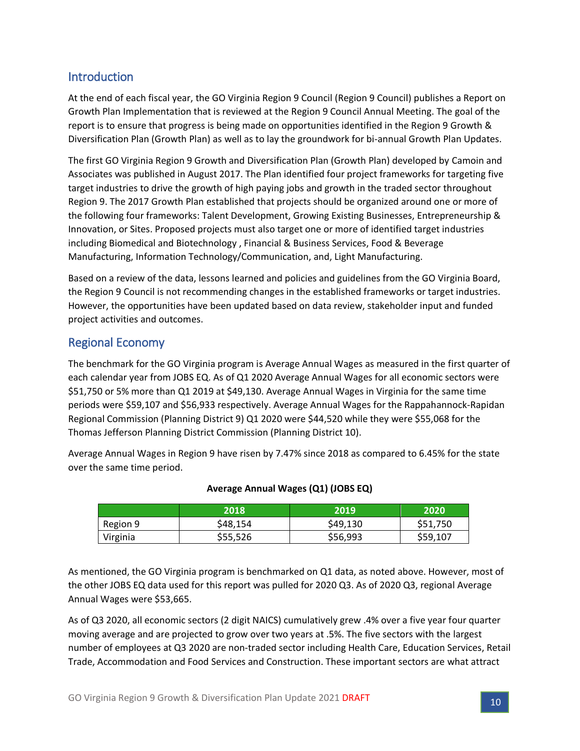## Introduction

At the end of each fiscal year, the GO Virginia Region 9 Council (Region 9 Council) publishes a Report on Growth Plan Implementation that is reviewed at the Region 9 Council Annual Meeting. The goal of the report is to ensure that progress is being made on opportunities identified in the Region 9 Growth & Diversification Plan (Growth Plan) as well as to lay the groundwork for bi-annual Growth Plan Updates.

The first GO Virginia Region 9 Growth and Diversification Plan (Growth Plan) developed by Camoin and Associates was published in August 2017. The Plan identified four project frameworks for targeting five target industries to drive the growth of high paying jobs and growth in the traded sector throughout Region 9. The 2017 Growth Plan established that projects should be organized around one or more of the following four frameworks: Talent Development, Growing Existing Businesses, Entrepreneurship & Innovation, or Sites. Proposed projects must also target one or more of identified target industries including Biomedical and Biotechnology , Financial & Business Services, Food & Beverage Manufacturing, Information Technology/Communication, and, Light Manufacturing.

Based on a review of the data, lessons learned and policies and guidelines from the GO Virginia Board, the Region 9 Council is not recommending changes in the established frameworks or target industries. However, the opportunities have been updated based on data review, stakeholder input and funded project activities and outcomes.

## Regional Economy

The benchmark for the GO Virginia program is Average Annual Wages as measured in the first quarter of each calendar year from JOBS EQ. As of Q1 2020 Average Annual Wages for all economic sectors were $51,750 or 5% more than Q1 2019 at $49,130. Average Annual Wages in Virginia for the same time periods were $59,107 and $56,933 respectively. Average Annual Wages for the Rappahannock-Rapidan Regional Commission (Planning District 9) Q1 2020 were $44,520 while they were $55,068 for the Thomas Jefferson Planning District Commission (Planning District 10).

Average Annual Wages in Region 9 have risen by 7.47% since 2018 as compared to 6.45% for the state over the same time period.

**Average Annual Wages (Q1) (JOBS EQ)**

| | 2018 | 2019 | 2020 |
|---|---|---|---|
| Region 9 | $48,154 | $49,130 | $51,750 |
| Virginia | $55,526 | $56,993 | $59,107 |

As mentioned, the GO Virginia program is benchmarked on Q1 data, as noted above. However, most of the other JOBS EQ data used for this report was pulled for 2020 Q3. As of 2020 Q3, regional Average Annual Wages were $53,665.

As of Q3 2020, all economic sectors (2 digit NAICS) cumulatively grew .4% over a five year four quarter moving average and are projected to grow over two years at .5%. The five sectors with the largest number of employees at Q3 2020 are non-traded sector including Health Care, Education Services, Retail Trade, Accommodation and Food Services and Construction. These important sectors are what attract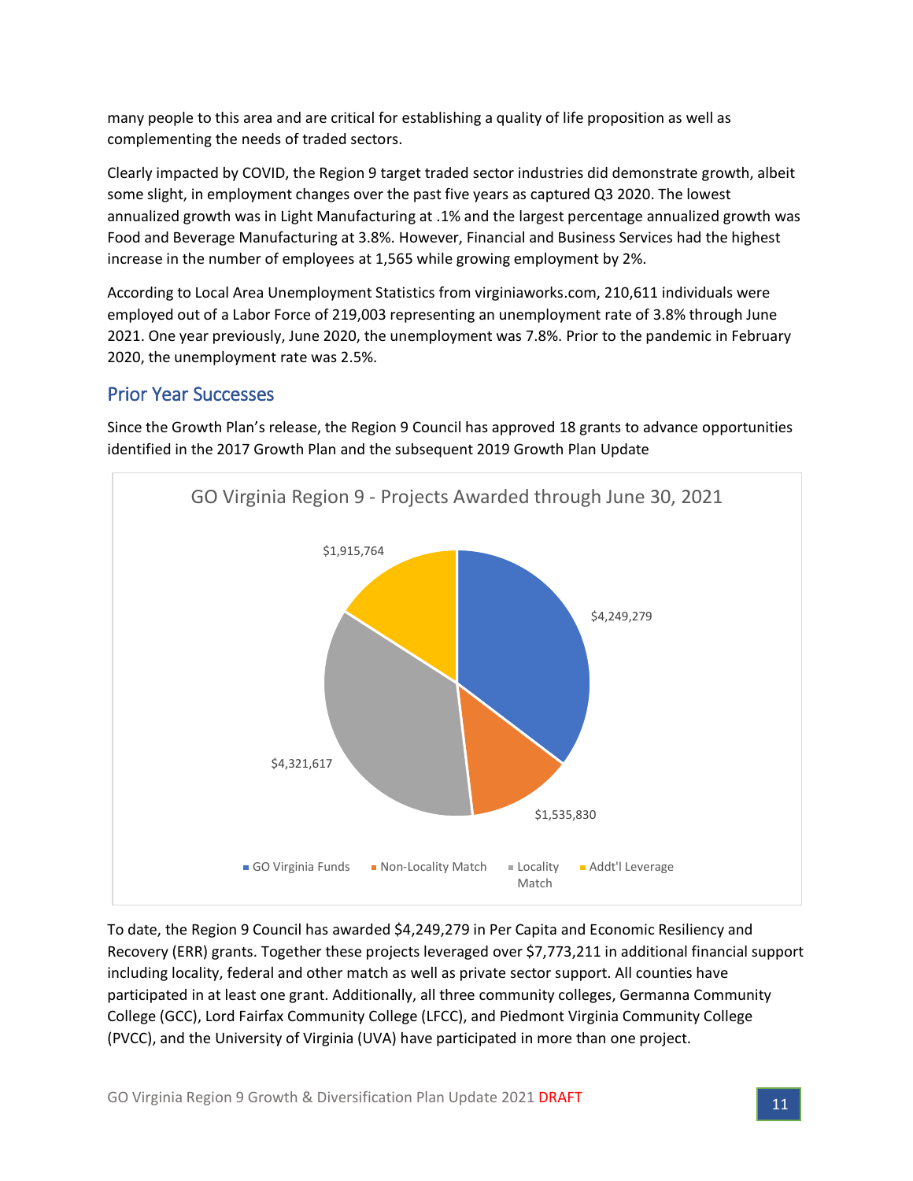many people to this area and are critical for establishing a quality of life proposition as well as complementing the needs of traded sectors.

Clearly impacted by COVID, the Region 9 target traded sector industries did demonstrate growth, albeit some slight, in employment changes over the past five years as captured Q3 2020. The lowest annualized growth was in Light Manufacturing at .1% and the largest percentage annualized growth was Food and Beverage Manufacturing at 3.8%. However, Financial and Business Services had the highest increase in the number of employees at 1,565 while growing employment by 2%.

According to Local Area Unemployment Statistics from virginiaworks.com, 210,611 individuals were employed out of a Labor Force of 219,003 representing an unemployment rate of 3.8% through June 2021. One year previously, June 2020, the unemployment was 7.8%. Prior to the pandemic in February 2020, the unemployment rate was 2.5%.

## Prior Year Successes

Since the Growth Plan's release, the Region 9 Council has approved 18 grants to advance opportunities identified in the 2017 Growth Plan and the subsequent 2019 Growth Plan Update

**GO Virginia Region 9 - Projects Awarded through June 30, 2021**

| Category | Amount |
|---|---|
| GO Virginia Funds | $4,249,279 |
| Non-Locality Match | $1,535,830 |
| Locality Match | $4,321,617 |
| Addt'l Leverage | $1,915,764 |

To date, the Region 9 Council has awarded $4,249,279 in Per Capita and Economic Resiliency and Recovery (ERR) grants. Together these projects leveraged over $7,773,211 in additional financial support including locality, federal and other match as well as private sector support. All counties have participated in at least one grant. Additionally, all three community colleges, Germanna Community College (GCC), Lord Fairfax Community College (LFCC), and Piedmont Virginia Community College (PVCC), and the University of Virginia (UVA) have participated in more than one project.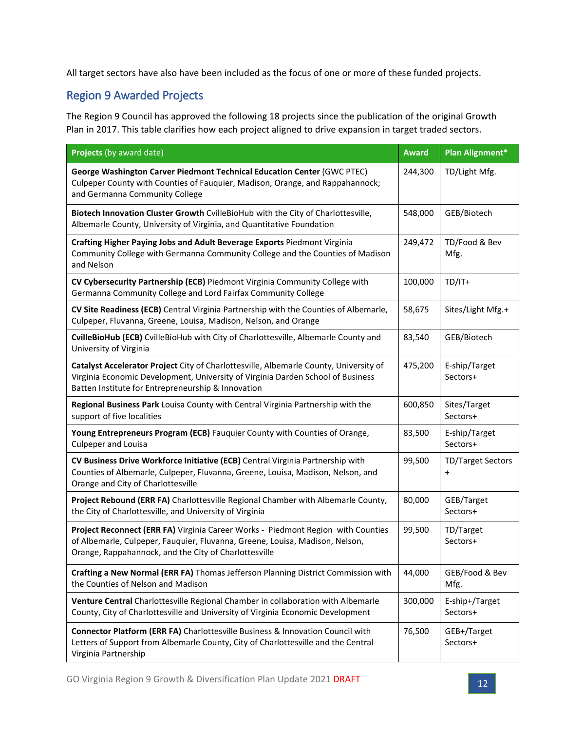All target sectors have also have been included as the focus of one or more of these funded projects.

## Region 9 Awarded Projects

The Region 9 Council has approved the following 18 projects since the publication of the original Growth Plan in 2017. This table clarifies how each project aligned to drive expansion in target traded sectors.

| **Projects** (by award date) | **Award** | **Plan Alignment*** |
|---|---|---|
| **George Washington Carver Piedmont Technical Education Center** (GWC PTEC) Culpeper County with Counties of Fauquier, Madison, Orange, and Rappahannock; and Germanna Community College | 244,300 | TD/Light Mfg. |
| **Biotech Innovation Cluster Growth** CvilleBioHub with the City of Charlottesville, Albemarle County, University of Virginia, and Quantitative Foundation | 548,000 | GEB/Biotech |
| **Crafting Higher Paying Jobs and Adult Beverage Exports** Piedmont Virginia Community College with Germanna Community College and the Counties of Madison and Nelson | 249,472 | TD/Food & Bev Mfg. |
| **CV Cybersecurity Partnership (ECB)** Piedmont Virginia Community College with Germanna Community College and Lord Fairfax Community College | 100,000 | TD/IT+ |
| **CV Site Readiness (ECB)** Central Virginia Partnership with the Counties of Albemarle, Culpeper, Fluvanna, Greene, Louisa, Madison, Nelson, and Orange | 58,675 | Sites/Light Mfg.+ |
| **CvilleBioHub (ECB)** CvilleBioHub with City of Charlottesville, Albemarle County and University of Virginia | 83,540 | GEB/Biotech |
| **Catalyst Accelerator Project** City of Charlottesville, Albemarle County, University of Virginia Economic Development, University of Virginia Darden School of Business Batten Institute for Entrepreneurship & Innovation | 475,200 | E-ship/Target Sectors+ |
| **Regional Business Park** Louisa County with Central Virginia Partnership with the support of five localities | 600,850 | Sites/Target Sectors+ |
| **Young Entrepreneurs Program (ECB)** Fauquier County with Counties of Orange, Culpeper and Louisa | 83,500 | E-ship/Target Sectors+ |
| **CV Business Drive Workforce Initiative (ECB)** Central Virginia Partnership with Counties of Albemarle, Culpeper, Fluvanna, Greene, Louisa, Madison, Nelson, and Orange and City of Charlottesville | 99,500 | TD/Target Sectors + |
| **Project Rebound (ERR FA)** Charlottesville Regional Chamber with Albemarle County, the City of Charlottesville, and University of Virginia | 80,000 | GEB/Target Sectors+ |
| **Project Reconnect (ERR FA)** Virginia Career Works - Piedmont Region with Counties of Albemarle, Culpeper, Fauquier, Fluvanna, Greene, Louisa, Madison, Nelson, Orange, Rappahannock, and the City of Charlottesville | 99,500 | TD/Target Sectors+ |
| **Crafting a New Normal (ERR FA)** Thomas Jefferson Planning District Commission with the Counties of Nelson and Madison | 44,000 | GEB/Food & Bev Mfg. |
| **Venture Central** Charlottesville Regional Chamber in collaboration with Albemarle County, City of Charlottesville and University of Virginia Economic Development | 300,000 | E-ship+/Target Sectors+ |
| **Connector Platform (ERR FA)** Charlottesville Business & Innovation Council with Letters of Support from Albemarle County, City of Charlottesville and the Central Virginia Partnership | 76,500 | GEB+/Target Sectors+ |

GO Virginia Region 9 Growth & Diversification Plan Update 2021 DRAFT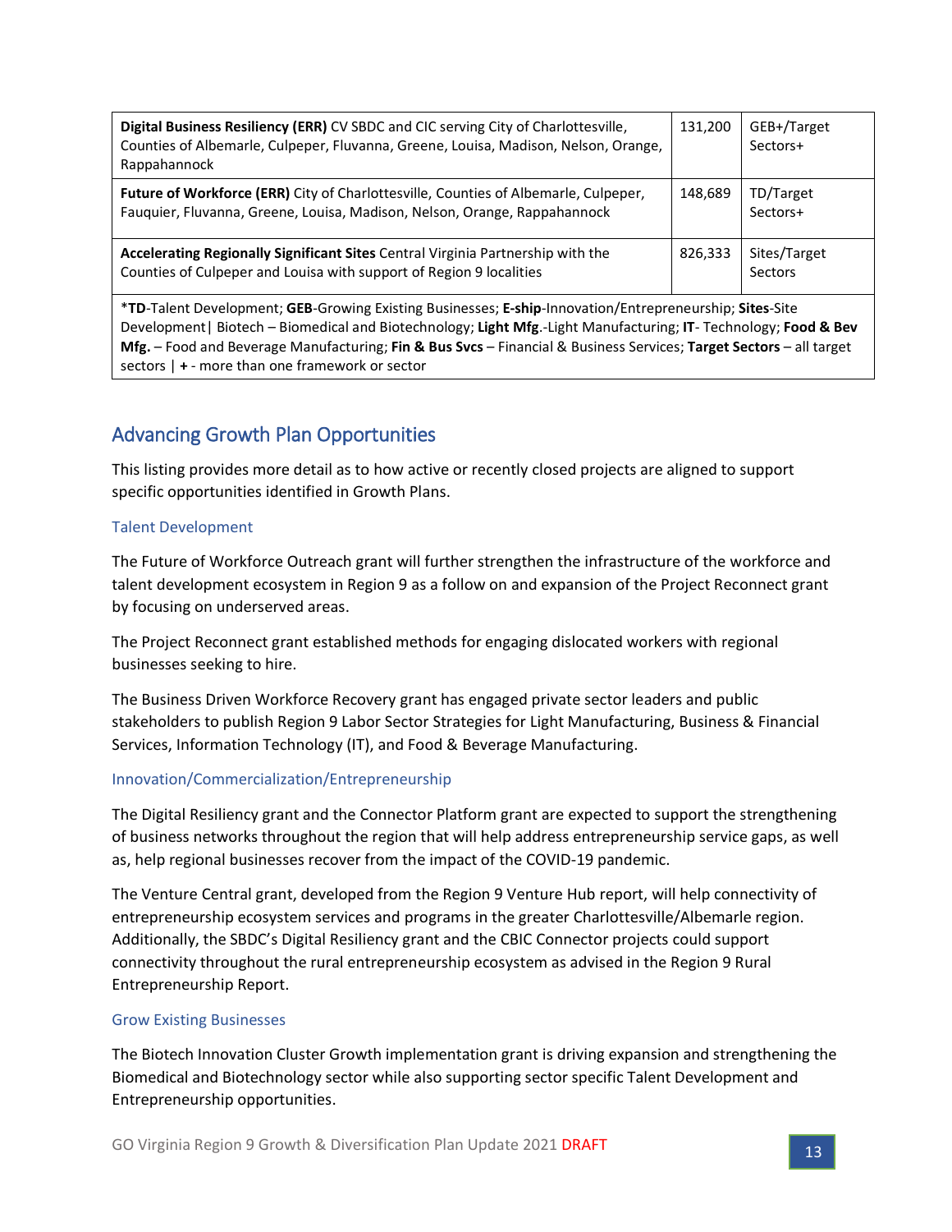| | | |
|---|---|---|
| **Digital Business Resiliency (ERR)** CV SBDC and CIC serving City of Charlottesville, Counties of Albemarle, Culpeper, Fluvanna, Greene, Louisa, Madison, Nelson, Orange, Rappahannock | 131,200 | GEB+/Target Sectors+ |
| **Future of Workforce (ERR)** City of Charlottesville, Counties of Albemarle, Culpeper, Fauquier, Fluvanna, Greene, Louisa, Madison, Nelson, Orange, Rappahannock | 148,689 | TD/Target Sectors+ |
| **Accelerating Regionally Significant Sites** Central Virginia Partnership with the Counties of Culpeper and Louisa with support of Region 9 localities | 826,333 | Sites/Target Sectors |
| *__TD__-Talent Development; **GEB**-Growing Existing Businesses; **E-ship**-Innovation/Entrepreneurship; **Sites**-Site Development\| Biotech – Biomedical and Biotechnology; **Light Mfg**.-Light Manufacturing; **IT**- Technology; **Food & Bev Mfg.** – Food and Beverage Manufacturing; **Fin & Bus Svcs** – Financial & Business Services; **Target Sectors** – all target sectors \| **+** - more than one framework or sector | | |

## Advancing Growth Plan Opportunities

This listing provides more detail as to how active or recently closed projects are aligned to support specific opportunities identified in Growth Plans.

### Talent Development

The Future of Workforce Outreach grant will further strengthen the infrastructure of the workforce and talent development ecosystem in Region 9 as a follow on and expansion of the Project Reconnect grant by focusing on underserved areas.

The Project Reconnect grant established methods for engaging dislocated workers with regional businesses seeking to hire.

The Business Driven Workforce Recovery grant has engaged private sector leaders and public stakeholders to publish Region 9 Labor Sector Strategies for Light Manufacturing, Business & Financial Services, Information Technology (IT), and Food & Beverage Manufacturing.

### Innovation/Commercialization/Entrepreneurship

The Digital Resiliency grant and the Connector Platform grant are expected to support the strengthening of business networks throughout the region that will help address entrepreneurship service gaps, as well as, help regional businesses recover from the impact of the COVID-19 pandemic.

The Venture Central grant, developed from the Region 9 Venture Hub report, will help connectivity of entrepreneurship ecosystem services and programs in the greater Charlottesville/Albemarle region. Additionally, the SBDC's Digital Resiliency grant and the CBIC Connector projects could support connectivity throughout the rural entrepreneurship ecosystem as advised in the Region 9 Rural Entrepreneurship Report.

### Grow Existing Businesses

The Biotech Innovation Cluster Growth implementation grant is driving expansion and strengthening the Biomedical and Biotechnology sector while also supporting sector specific Talent Development and Entrepreneurship opportunities.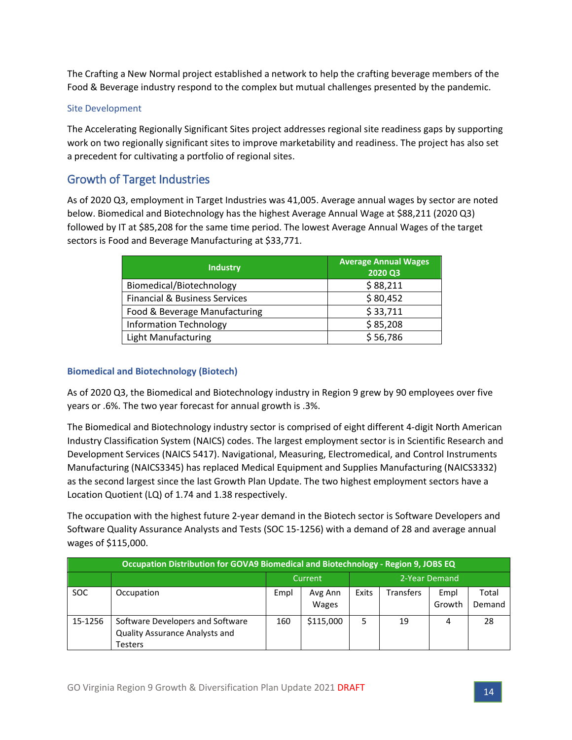The Crafting a New Normal project established a network to help the crafting beverage members of the Food & Beverage industry respond to the complex but mutual challenges presented by the pandemic.

### Site Development

The Accelerating Regionally Significant Sites project addresses regional site readiness gaps by supporting work on two regionally significant sites to improve marketability and readiness. The project has also set a precedent for cultivating a portfolio of regional sites.

## Growth of Target Industries

As of 2020 Q3, employment in Target Industries was 41,005. Average annual wages by sector are noted below. Biomedical and Biotechnology has the highest Average Annual Wage at $88,211 (2020 Q3) followed by IT at $85,208 for the same time period. The lowest Average Annual Wages of the target sectors is Food and Beverage Manufacturing at $33,771.

| Industry | Average Annual Wages 2020 Q3 |
|---|---|
| Biomedical/Biotechnology | $ 88,211 |
| Financial & Business Services | $ 80,452 |
| Food & Beverage Manufacturing | $ 33,711 |
| Information Technology | $ 85,208 |
| Light Manufacturing | $ 56,786 |

### Biomedical and Biotechnology (Biotech)

As of 2020 Q3, the Biomedical and Biotechnology industry in Region 9 grew by 90 employees over five years or .6%. The two year forecast for annual growth is .3%.

The Biomedical and Biotechnology industry sector is comprised of eight different 4-digit North American Industry Classification System (NAICS) codes. The largest employment sector is in Scientific Research and Development Services (NAICS 5417). Navigational, Measuring, Electromedical, and Control Instruments Manufacturing (NAICS3345) has replaced Medical Equipment and Supplies Manufacturing (NAICS3332) as the second largest since the last Growth Plan Update. The two highest employment sectors have a Location Quotient (LQ) of 1.74 and 1.38 respectively.

The occupation with the highest future 2-year demand in the Biotech sector is Software Developers and Software Quality Assurance Analysts and Tests (SOC 15-1256) with a demand of 28 and average annual wages of $115,000.

| Occupation Distribution for GOVA9 Biomedical and Biotechnology - Region 9, JOBS EQ | | | | | | | |
|---|---|---|---|---|---|---|---|
| | | Current | | 2-Year Demand | | | |
| SOC | Occupation | Empl | Avg Ann Wages | Exits | Transfers | Empl Growth | Total Demand |
| 15-1256 | Software Developers and Software Quality Assurance Analysts and Testers | 160 | $115,000 | 5 | 19 | 4 | 28 |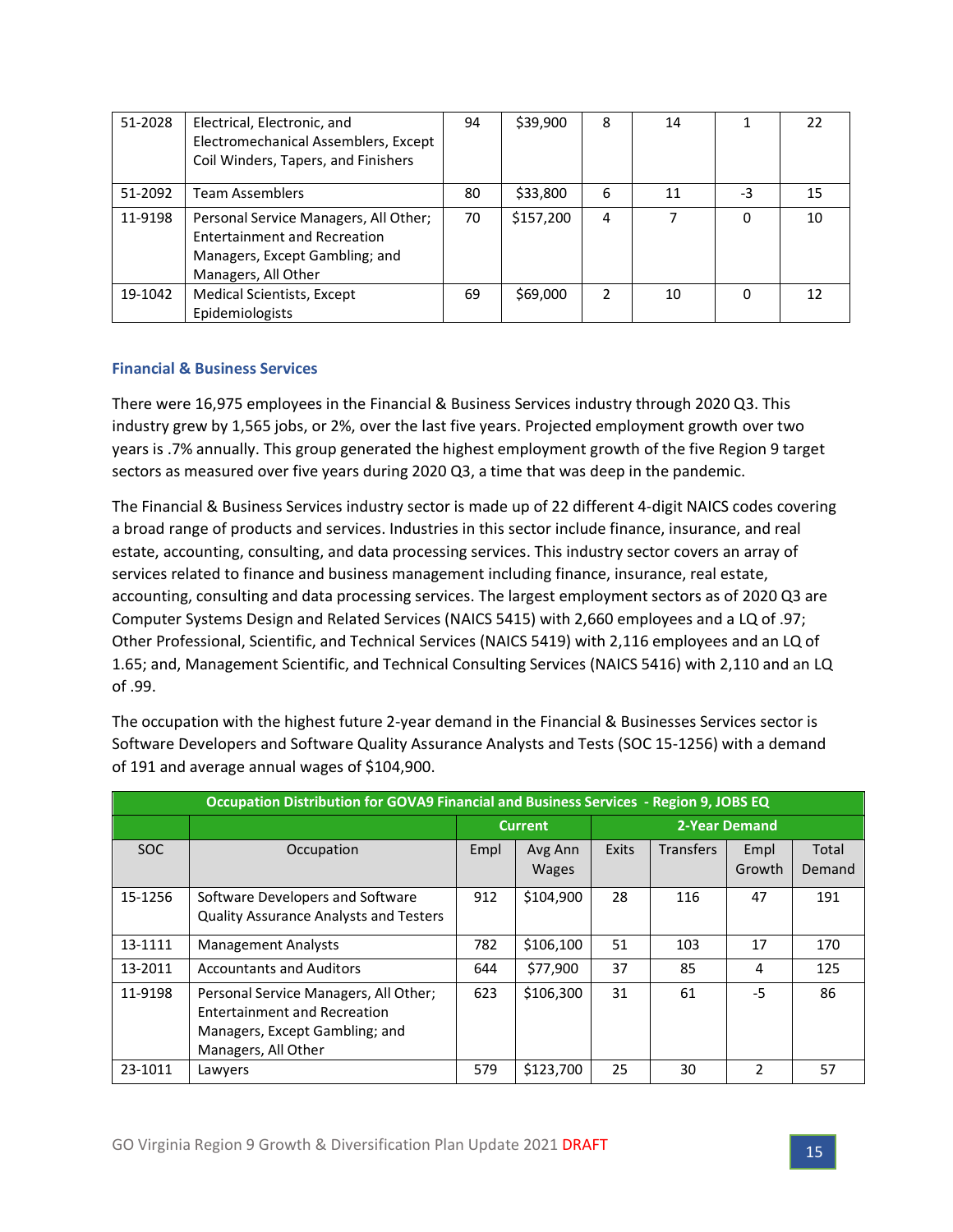| 51-2028 | Electrical, Electronic, and Electromechanical Assemblers, Except Coil Winders, Tapers, and Finishers | 94 | $39,900 | 8 | 14 | 1 | 22 |
|---|---|---|---|---|---|---|---|
| 51-2092 | Team Assemblers | 80 | $33,800 | 6 | 11 | -3 | 15 |
| 11-9198 | Personal Service Managers, All Other; Entertainment and Recreation Managers, Except Gambling; and Managers, All Other | 70 | $157,200 | 4 | 7 | 0 | 10 |
| 19-1042 | Medical Scientists, Except Epidemiologists | 69 | $69,000 | 2 | 10 | 0 | 12 |

### Financial & Business Services

There were 16,975 employees in the Financial & Business Services industry through 2020 Q3. This industry grew by 1,565 jobs, or 2%, over the last five years. Projected employment growth over two years is .7% annually. This group generated the highest employment growth of the five Region 9 target sectors as measured over five years during 2020 Q3, a time that was deep in the pandemic.

The Financial & Business Services industry sector is made up of 22 different 4-digit NAICS codes covering a broad range of products and services. Industries in this sector include finance, insurance, and real estate, accounting, consulting, and data processing services. This industry sector covers an array of services related to finance and business management including finance, insurance, real estate, accounting, consulting and data processing services. The largest employment sectors as of 2020 Q3 are Computer Systems Design and Related Services (NAICS 5415) with 2,660 employees and a LQ of .97; Other Professional, Scientific, and Technical Services (NAICS 5419) with 2,116 employees and an LQ of 1.65; and, Management Scientific, and Technical Consulting Services (NAICS 5416) with 2,110 and an LQ of .99.

The occupation with the highest future 2-year demand in the Financial & Businesses Services sector is Software Developers and Software Quality Assurance Analysts and Tests (SOC 15-1256) with a demand of 191 and average annual wages of $104,900.

| Occupation Distribution for GOVA9 Financial and Business Services - Region 9, JOBS EQ | | | | | | | |
|---|---|---|---|---|---|---|---|
| | | Current | | 2-Year Demand | | | |
| SOC | Occupation | Empl | Avg Ann Wages | Exits | Transfers | Empl Growth | Total Demand |
| 15-1256 | Software Developers and Software Quality Assurance Analysts and Testers | 912 | $104,900 | 28 | 116 | 47 | 191 |
| 13-1111 | Management Analysts | 782 | $106,100 | 51 | 103 | 17 | 170 |
| 13-2011 | Accountants and Auditors | 644 | $77,900 | 37 | 85 | 4 | 125 |
| 11-9198 | Personal Service Managers, All Other; Entertainment and Recreation Managers, Except Gambling; and Managers, All Other | 623 | $106,300 | 31 | 61 | -5 | 86 |
| 23-1011 | Lawyers | 579 | $123,700 | 25 | 30 | 2 | 57 |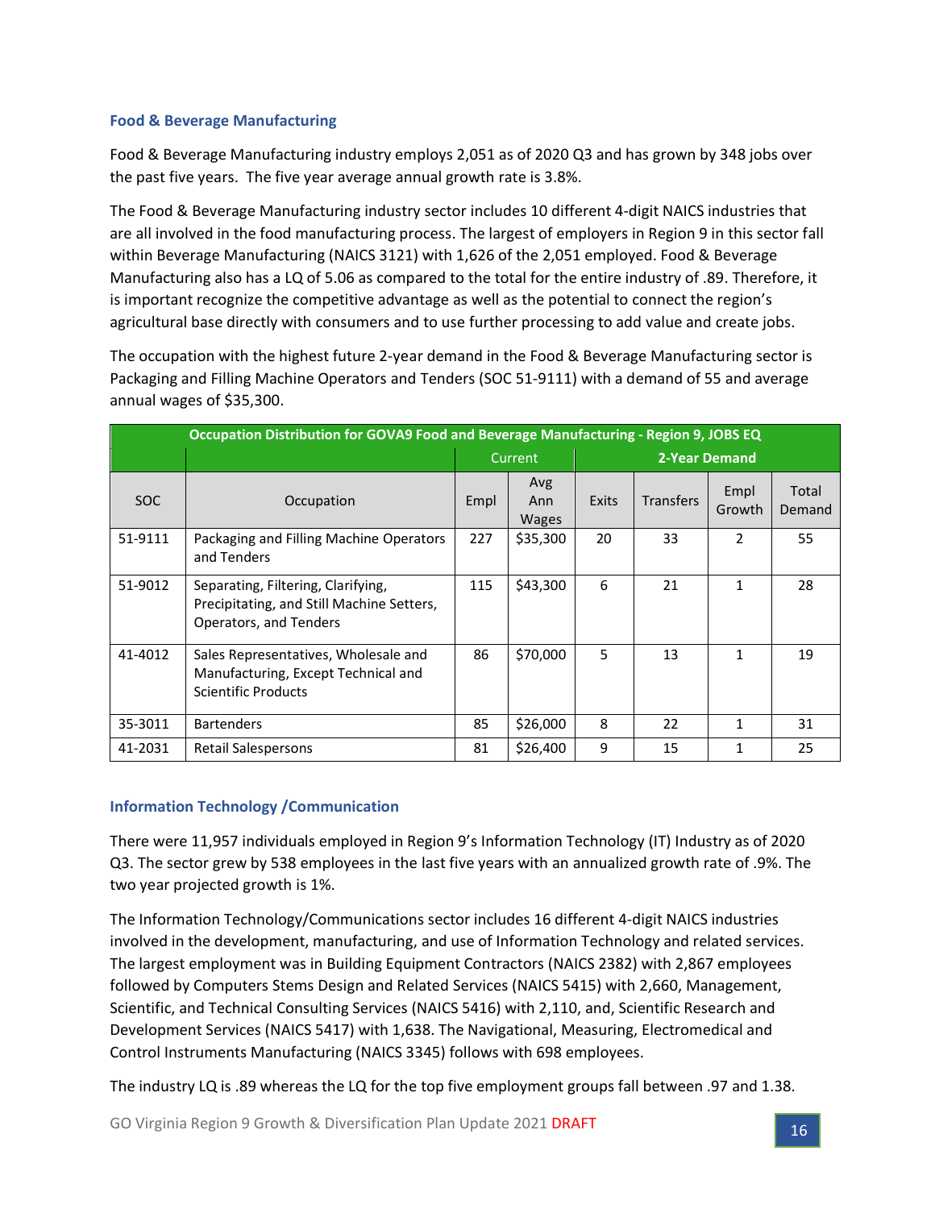### Food & Beverage Manufacturing

Food & Beverage Manufacturing industry employs 2,051 as of 2020 Q3 and has grown by 348 jobs over the past five years. The five year average annual growth rate is 3.8%.

The Food & Beverage Manufacturing industry sector includes 10 different 4-digit NAICS industries that are all involved in the food manufacturing process. The largest of employers in Region 9 in this sector fall within Beverage Manufacturing (NAICS 3121) with 1,626 of the 2,051 employed. Food & Beverage Manufacturing also has a LQ of 5.06 as compared to the total for the entire industry of .89. Therefore, it is important recognize the competitive advantage as well as the potential to connect the region's agricultural base directly with consumers and to use further processing to add value and create jobs.

The occupation with the highest future 2-year demand in the Food & Beverage Manufacturing sector is Packaging and Filling Machine Operators and Tenders (SOC 51-9111) with a demand of 55 and average annual wages of $35,300.

| Occupation Distribution for GOVA9 Food and Beverage Manufacturing - Region 9, JOBS EQ | | | | | | | |
|---|---|---|---|---|---|---|---|
| | | Current | | 2-Year Demand | | | |
| SOC | Occupation | Empl | Avg Ann Wages | Exits | Transfers | Empl Growth | Total Demand |
| 51-9111 | Packaging and Filling Machine Operators and Tenders | 227 | $35,300 | 20 | 33 | 2 | 55 |
| 51-9012 | Separating, Filtering, Clarifying, Precipitating, and Still Machine Setters, Operators, and Tenders | 115 | $43,300 | 6 | 21 | 1 | 28 |
| 41-4012 | Sales Representatives, Wholesale and Manufacturing, Except Technical and Scientific Products | 86 | $70,000 | 5 | 13 | 1 | 19 |
| 35-3011 | Bartenders | 85 | $26,000 | 8 | 22 | 1 | 31 |
| 41-2031 | Retail Salespersons | 81 | $26,400 | 9 | 15 | 1 | 25 |

### Information Technology /Communication

There were 11,957 individuals employed in Region 9's Information Technology (IT) Industry as of 2020 Q3. The sector grew by 538 employees in the last five years with an annualized growth rate of .9%. The two year projected growth is 1%.

The Information Technology/Communications sector includes 16 different 4-digit NAICS industries involved in the development, manufacturing, and use of Information Technology and related services. The largest employment was in Building Equipment Contractors (NAICS 2382) with 2,867 employees followed by Computers Stems Design and Related Services (NAICS 5415) with 2,660, Management, Scientific, and Technical Consulting Services (NAICS 5416) with 2,110, and, Scientific Research and Development Services (NAICS 5417) with 1,638. The Navigational, Measuring, Electromedical and Control Instruments Manufacturing (NAICS 3345) follows with 698 employees.

The industry LQ is .89 whereas the LQ for the top five employment groups fall between .97 and 1.38.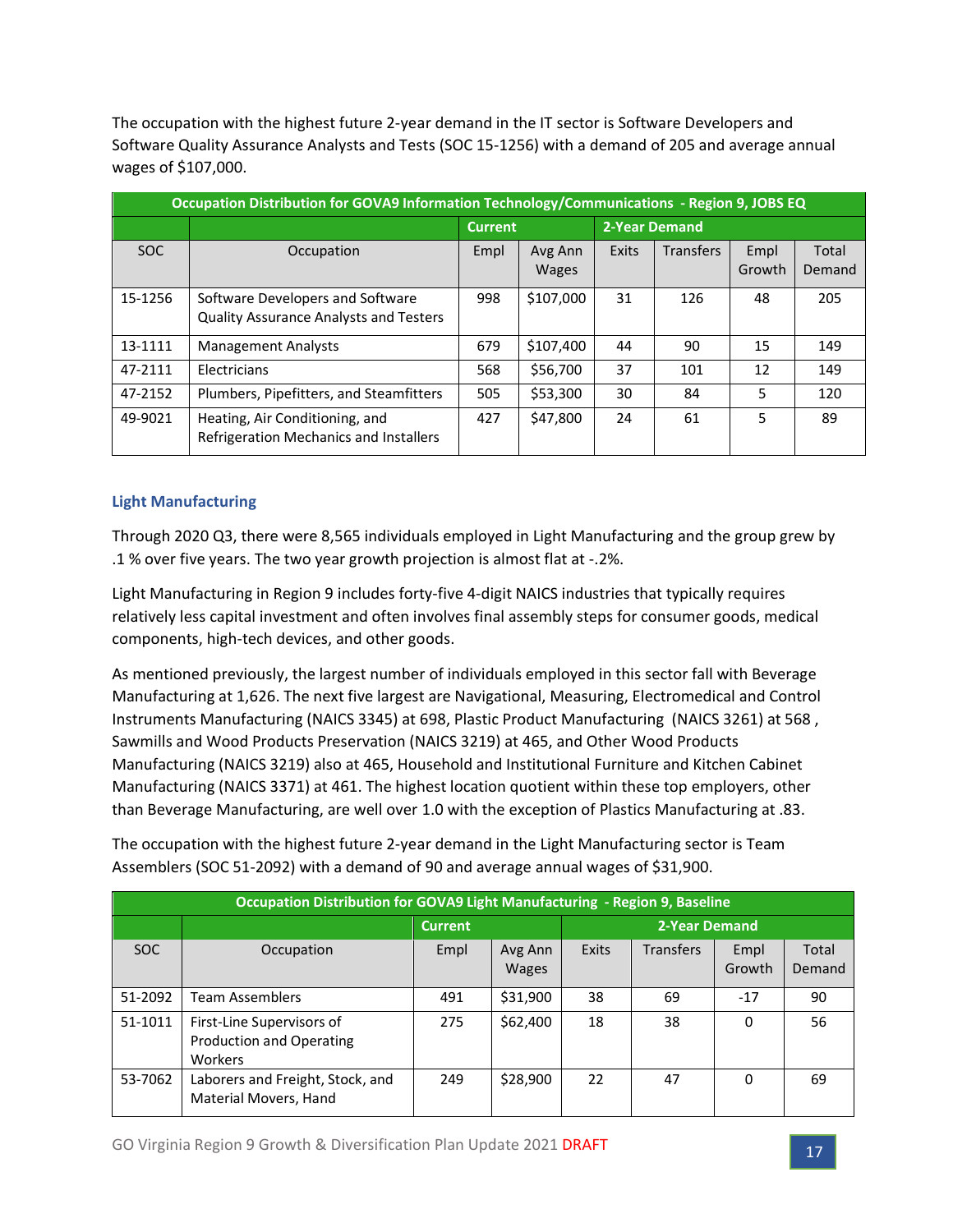The occupation with the highest future 2-year demand in the IT sector is Software Developers and Software Quality Assurance Analysts and Tests (SOC 15-1256) with a demand of 205 and average annual wages of $107,000.

| Occupation Distribution for GOVA9 Information Technology/Communications - Region 9, JOBS EQ | | | | | | | |
|---|---|---|---|---|---|---|---|
| | | Current | | 2-Year Demand | | | |
| SOC | Occupation | Empl | Avg Ann Wages | Exits | Transfers | Empl Growth | Total Demand |
| 15-1256 | Software Developers and Software Quality Assurance Analysts and Testers | 998 | $107,000 | 31 | 126 | 48 | 205 |
| 13-1111 | Management Analysts | 679 | $107,400 | 44 | 90 | 15 | 149 |
| 47-2111 | Electricians | 568 | $56,700 | 37 | 101 | 12 | 149 |
| 47-2152 | Plumbers, Pipefitters, and Steamfitters | 505 | $53,300 | 30 | 84 | 5 | 120 |
| 49-9021 | Heating, Air Conditioning, and Refrigeration Mechanics and Installers | 427 | $47,800 | 24 | 61 | 5 | 89 |

### Light Manufacturing

Through 2020 Q3, there were 8,565 individuals employed in Light Manufacturing and the group grew by .1 % over five years. The two year growth projection is almost flat at -.2%.

Light Manufacturing in Region 9 includes forty-five 4-digit NAICS industries that typically requires relatively less capital investment and often involves final assembly steps for consumer goods, medical components, high-tech devices, and other goods.

As mentioned previously, the largest number of individuals employed in this sector fall with Beverage Manufacturing at 1,626. The next five largest are Navigational, Measuring, Electromedical and Control Instruments Manufacturing (NAICS 3345) at 698, Plastic Product Manufacturing (NAICS 3261) at 568 , Sawmills and Wood Products Preservation (NAICS 3219) at 465, and Other Wood Products Manufacturing (NAICS 3219) also at 465, Household and Institutional Furniture and Kitchen Cabinet Manufacturing (NAICS 3371) at 461. The highest location quotient within these top employers, other than Beverage Manufacturing, are well over 1.0 with the exception of Plastics Manufacturing at .83.

The occupation with the highest future 2-year demand in the Light Manufacturing sector is Team Assemblers (SOC 51-2092) with a demand of 90 and average annual wages of $31,900.

| Occupation Distribution for GOVA9 Light Manufacturing - Region 9, Baseline | | | | | | | |
|---|---|---|---|---|---|---|---|
| | | Current | | 2-Year Demand | | | |
| SOC | Occupation | Empl | Avg Ann Wages | Exits | Transfers | Empl Growth | Total Demand |
| 51-2092 | Team Assemblers | 491 | $31,900 | 38 | 69 | -17 | 90 |
| 51-1011 | First-Line Supervisors of Production and Operating Workers | 275 | $62,400 | 18 | 38 | 0 | 56 |
| 53-7062 | Laborers and Freight, Stock, and Material Movers, Hand | 249 | $28,900 | 22 | 47 | 0 | 69 |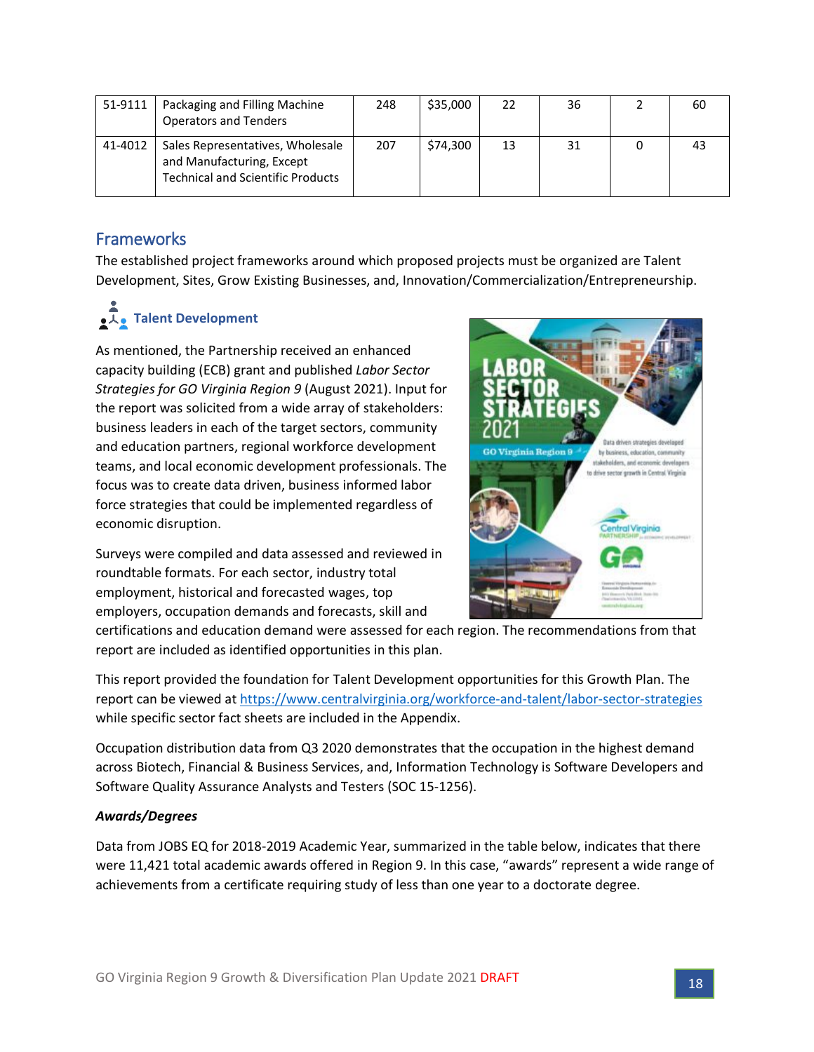| 51-9111 | Packaging and Filling Machine Operators and Tenders | 248 | $35,000 | 22 | 36 | 2 | 60 |
|---|---|---|---|---|---|---|---|
| 41-4012 | Sales Representatives, Wholesale and Manufacturing, Except Technical and Scientific Products | 207 | $74,300 | 13 | 31 | 0 | 43 |

## Frameworks

The established project frameworks around which proposed projects must be organized are Talent Development, Sites, Grow Existing Businesses, and, Innovation/Commercialization/Entrepreneurship.

### Talent Development

As mentioned, the Partnership received an enhanced capacity building (ECB) grant and published *Labor Sector Strategies for GO Virginia Region 9* (August 2021). Input for the report was solicited from a wide array of stakeholders: business leaders in each of the target sectors, community and education partners, regional workforce development teams, and local economic development professionals. The focus was to create data driven, business informed labor force strategies that could be implemented regardless of economic disruption.

Surveys were compiled and data assessed and reviewed in roundtable formats. For each sector, industry total employment, historical and forecasted wages, top employers, occupation demands and forecasts, skill and certifications and education demand were assessed for each region. The recommendations from that report are included as identified opportunities in this plan.

This report provided the foundation for Talent Development opportunities for this Growth Plan. The report can be viewed at https://www.centralvirginia.org/workforce-and-talent/labor-sector-strategies while specific sector fact sheets are included in the Appendix.

Occupation distribution data from Q3 2020 demonstrates that the occupation in the highest demand across Biotech, Financial & Business Services, and, Information Technology is Software Developers and Software Quality Assurance Analysts and Testers (SOC 15-1256).

***Awards/Degrees***

Data from JOBS EQ for 2018-2019 Academic Year, summarized in the table below, indicates that there were 11,421 total academic awards offered in Region 9. In this case, "awards" represent a wide range of achievements from a certificate requiring study of less than one year to a doctorate degree.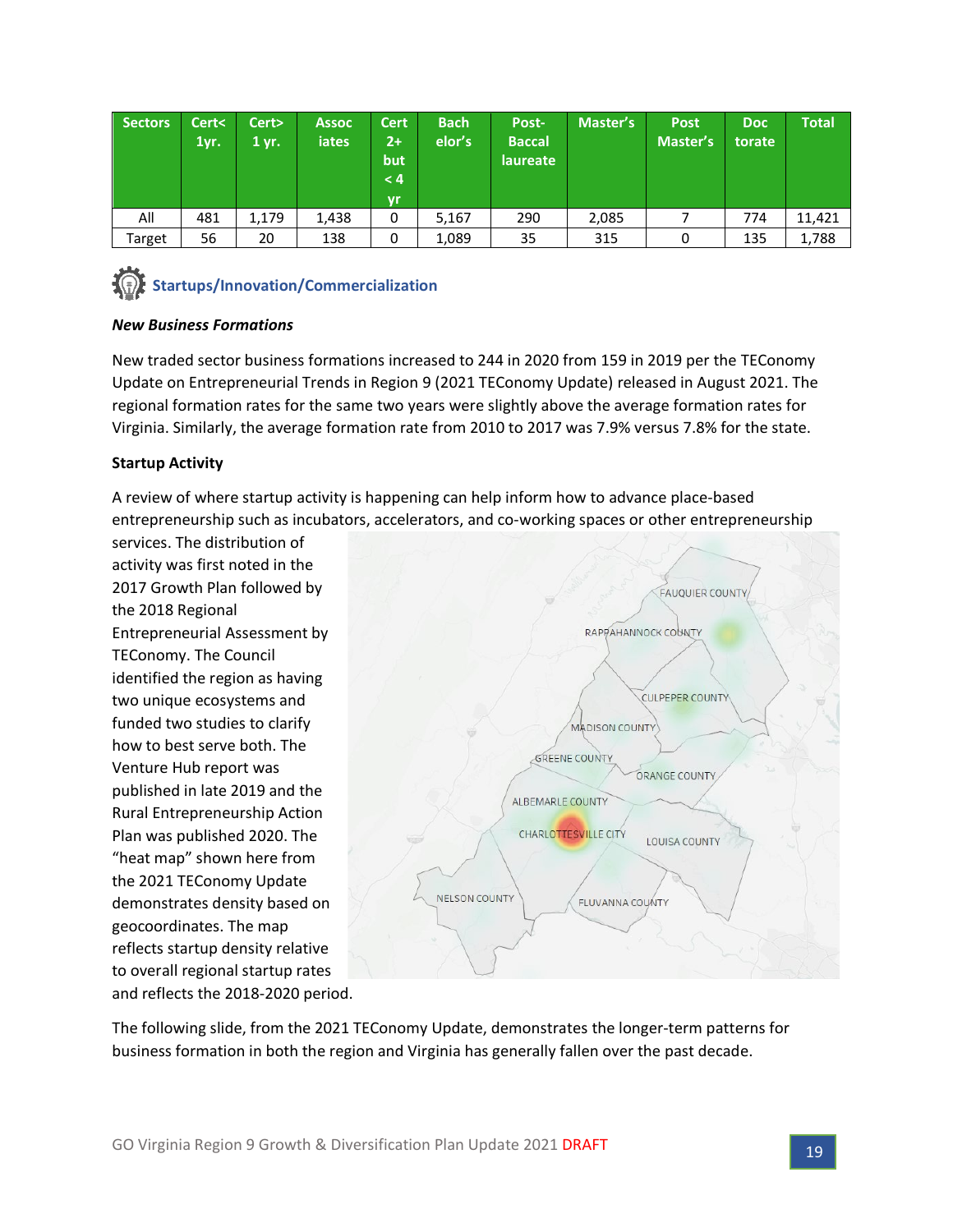| Sectors | Cert< 1yr. | Cert> 1 yr. | Associates | Cert 2+ but < 4 yr | Bachelor's | Post-Baccalaureate | Master's | Post Master's | Doctorate | Total |
|---|---|---|---|---|---|---|---|---|---|---|
| All | 481 | 1,179 | 1,438 | 0 | 5,167 | 290 | 2,085 | 7 | 774 | 11,421 |
| Target | 56 | 20 | 138 | 0 | 1,089 | 35 | 315 | 0 | 135 | 1,788 |

## Startups/Innovation/Commercialization

***New Business Formations***

New traded sector business formations increased to 244 in 2020 from 159 in 2019 per the TEConomy Update on Entrepreneurial Trends in Region 9 (2021 TEConomy Update) released in August 2021. The regional formation rates for the same two years were slightly above the average formation rates for Virginia. Similarly, the average formation rate from 2010 to 2017 was 7.9% versus 7.8% for the state.

**Startup Activity**

A review of where startup activity is happening can help inform how to advance place-based entrepreneurship such as incubators, accelerators, and co-working spaces or other entrepreneurship services. The distribution of activity was first noted in the 2017 Growth Plan followed by the 2018 Regional Entrepreneurial Assessment by TEConomy. The Council identified the region as having two unique ecosystems and funded two studies to clarify how to best serve both. The Venture Hub report was published in late 2019 and the Rural Entrepreneurship Action Plan was published 2020. The "heat map" shown here from the 2021 TEConomy Update demonstrates density based on geocoordinates. The map reflects startup density relative to overall regional startup rates and reflects the 2018-2020 period.

The following slide, from the 2021 TEConomy Update, demonstrates the longer-term patterns for business formation in both the region and Virginia has generally fallen over the past decade.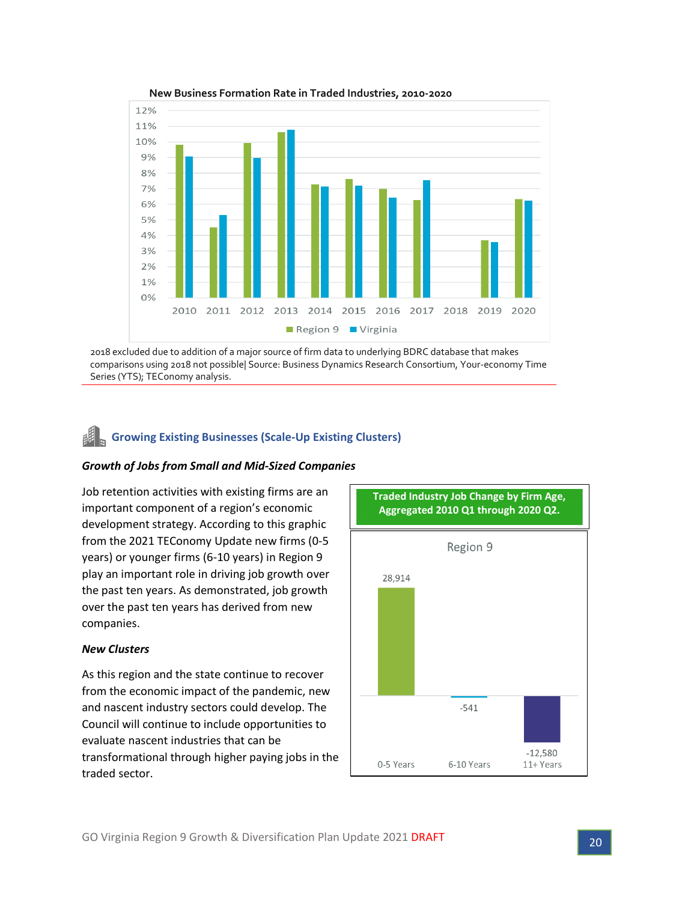**New Business Formation Rate in Traded Industries, 2010-2020**

| Year | Region 9 | Virginia |
|---|---|---|
| 2010 | | |
| 2011 | | |
| 2012 | | |
| 2013 | | |
| 2014 | | |
| 2015 | | |
| 2016 | | |
| 2017 | | |
| 2018 | | |
| 2019 | | |
| 2020 | | |

2018 excluded due to addition of a major source of firm data to underlying BDRC database that makes comparisons using 2018 not possible| Source: Business Dynamics Research Consortium, Your-economy Time Series (YTS); TEConomy analysis.

## Growing Existing Businesses (Scale-Up Existing Clusters)

### *Growth of Jobs from Small and Mid-Sized Companies*

Job retention activities with existing firms are an important component of a region's economic development strategy. According to this graphic from the 2021 TEConomy Update new firms (0-5 years) or younger firms (6-10 years) in Region 9 play an important role in driving job growth over the past ten years. As demonstrated, job growth over the past ten years has derived from new companies.

**Traded Industry Job Change by Firm Age, Aggregated 2010 Q1 through 2020 Q2.**

Region 9

| Firm Age | Job Change |
|---|---|
| 0-5 Years | 28,914 |
| 6-10 Years | -541 |
| 11+ Years | -12,580 |

### *New Clusters*

As this region and the state continue to recover from the economic impact of the pandemic, new and nascent industry sectors could develop. The Council will continue to include opportunities to evaluate nascent industries that can be transformational through higher paying jobs in the traded sector.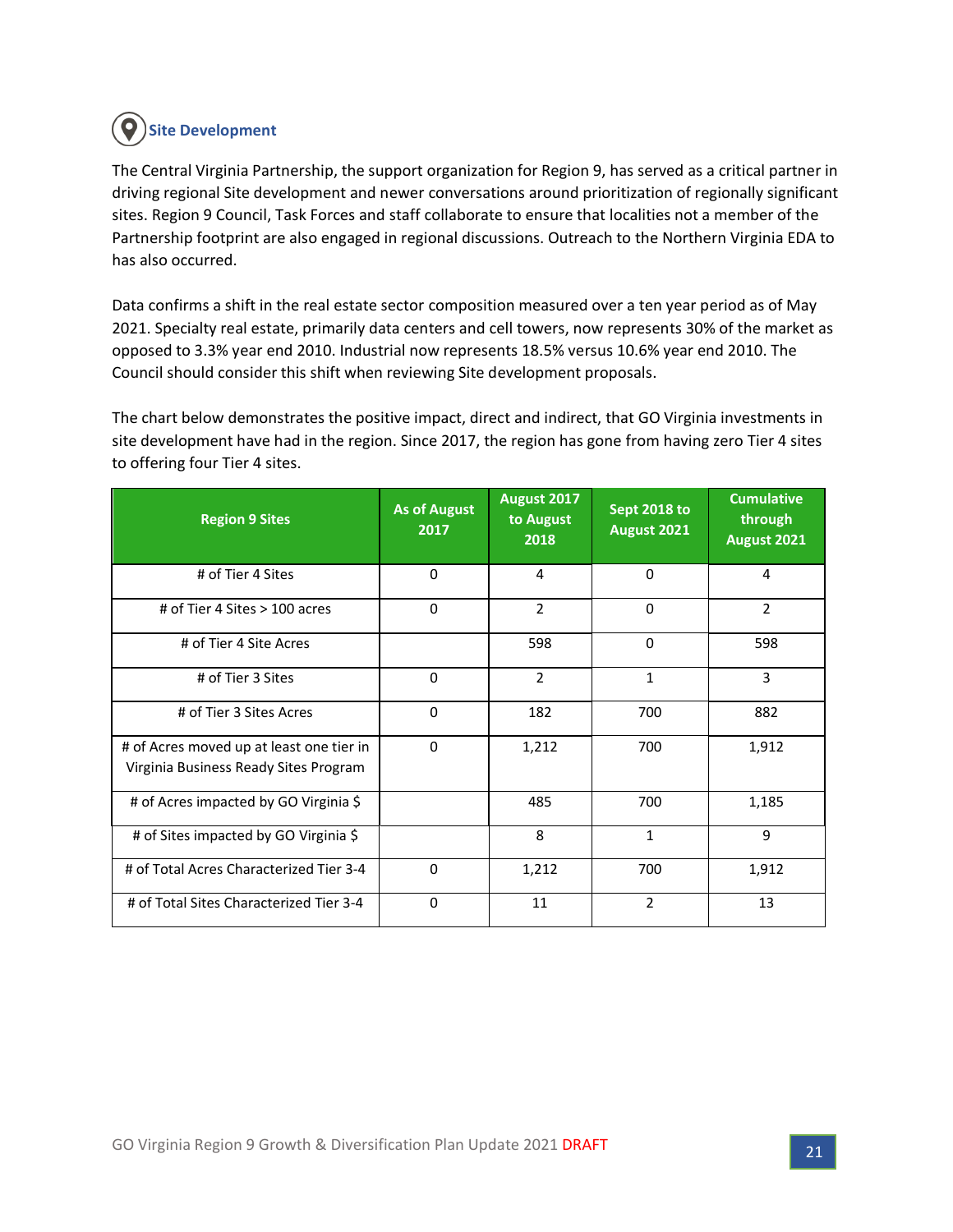## Site Development

The Central Virginia Partnership, the support organization for Region 9, has served as a critical partner in driving regional Site development and newer conversations around prioritization of regionally significant sites. Region 9 Council, Task Forces and staff collaborate to ensure that localities not a member of the Partnership footprint are also engaged in regional discussions. Outreach to the Northern Virginia EDA to has also occurred.

Data confirms a shift in the real estate sector composition measured over a ten year period as of May 2021. Specialty real estate, primarily data centers and cell towers, now represents 30% of the market as opposed to 3.3% year end 2010. Industrial now represents 18.5% versus 10.6% year end 2010. The Council should consider this shift when reviewing Site development proposals.

The chart below demonstrates the positive impact, direct and indirect, that GO Virginia investments in site development have had in the region. Since 2017, the region has gone from having zero Tier 4 sites to offering four Tier 4 sites.

| Region 9 Sites | As of August 2017 | August 2017 to August 2018 | Sept 2018 to August 2021 | Cumulative through August 2021 |
|---|---|---|---|---|
| # of Tier 4 Sites | 0 | 4 | 0 | 4 |
| # of Tier 4 Sites > 100 acres | 0 | 2 | 0 | 2 |
| # of Tier 4 Site Acres | | 598 | 0 | 598 |
| # of Tier 3 Sites | 0 | 2 | 1 | 3 |
| # of Tier 3 Sites Acres | 0 | 182 | 700 | 882 |
| # of Acres moved up at least one tier in Virginia Business Ready Sites Program | 0 | 1,212 | 700 | 1,912 |
| # of Acres impacted by GO Virginia $ | | 485 | 700 | 1,185 |
| # of Sites impacted by GO Virginia $ | | 8 | 1 | 9 |
| # of Total Acres Characterized Tier 3-4 | 0 | 1,212 | 700 | 1,912 |
| # of Total Sites Characterized Tier 3-4 | 0 | 11 | 2 | 13 |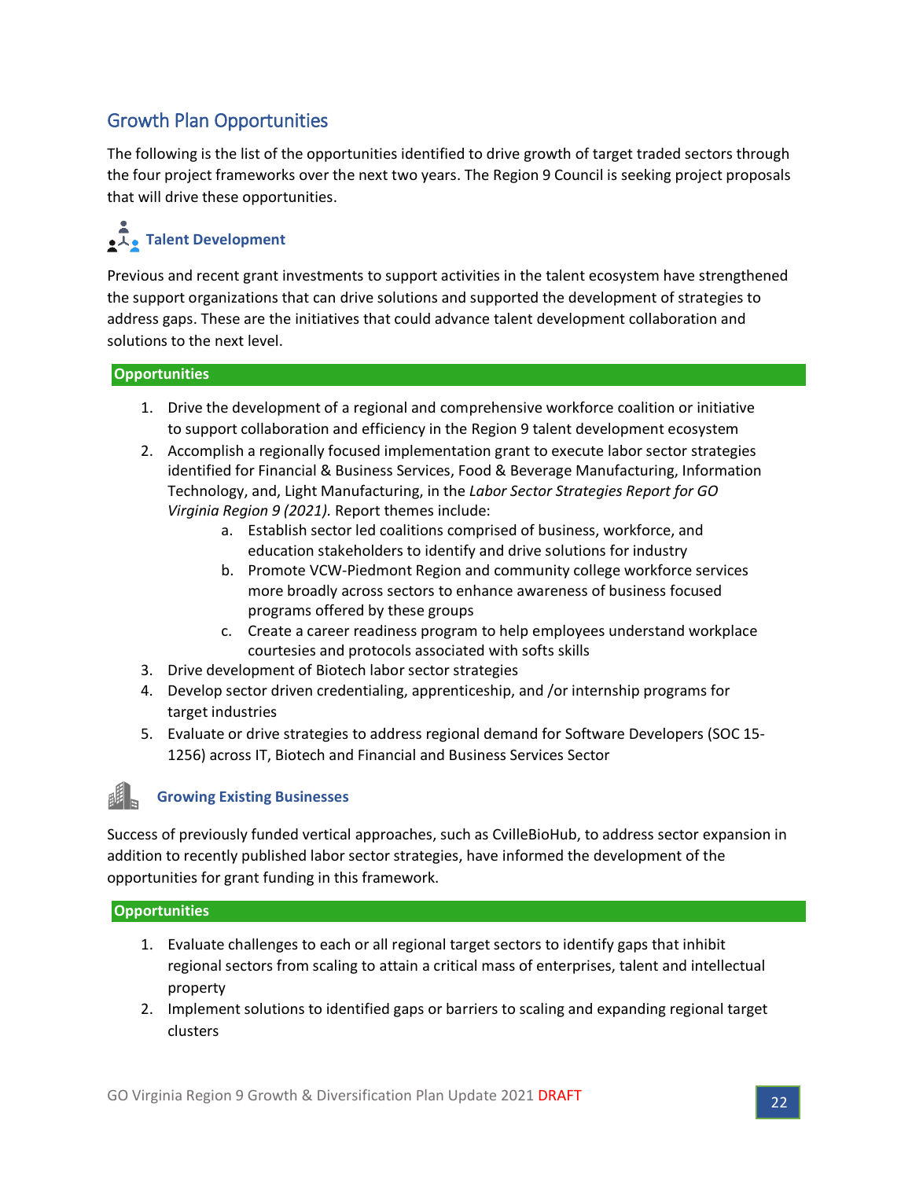## Growth Plan Opportunities

The following is the list of the opportunities identified to drive growth of target traded sectors through the four project frameworks over the next two years. The Region 9 Council is seeking project proposals that will drive these opportunities.

### Talent Development

Previous and recent grant investments to support activities in the talent ecosystem have strengthened the support organizations that can drive solutions and supported the development of strategies to address gaps. These are the initiatives that could advance talent development collaboration and solutions to the next level.

**Opportunities**

1. Drive the development of a regional and comprehensive workforce coalition or initiative to support collaboration and efficiency in the Region 9 talent development ecosystem
2. Accomplish a regionally focused implementation grant to execute labor sector strategies identified for Financial & Business Services, Food & Beverage Manufacturing, Information Technology, and, Light Manufacturing, in the *Labor Sector Strategies Report for GO Virginia Region 9 (2021).* Report themes include:
    a. Establish sector led coalitions comprised of business, workforce, and education stakeholders to identify and drive solutions for industry
    b. Promote VCW-Piedmont Region and community college workforce services more broadly across sectors to enhance awareness of business focused programs offered by these groups
    c. Create a career readiness program to help employees understand workplace courtesies and protocols associated with softs skills
3. Drive development of Biotech labor sector strategies
4. Develop sector driven credentialing, apprenticeship, and /or internship programs for target industries
5. Evaluate or drive strategies to address regional demand for Software Developers (SOC 15-1256) across IT, Biotech and Financial and Business Services Sector

### Growing Existing Businesses

Success of previously funded vertical approaches, such as CvilleBioHub, to address sector expansion in addition to recently published labor sector strategies, have informed the development of the opportunities for grant funding in this framework.

**Opportunities**

1. Evaluate challenges to each or all regional target sectors to identify gaps that inhibit regional sectors from scaling to attain a critical mass of enterprises, talent and intellectual property
2. Implement solutions to identified gaps or barriers to scaling and expanding regional target clusters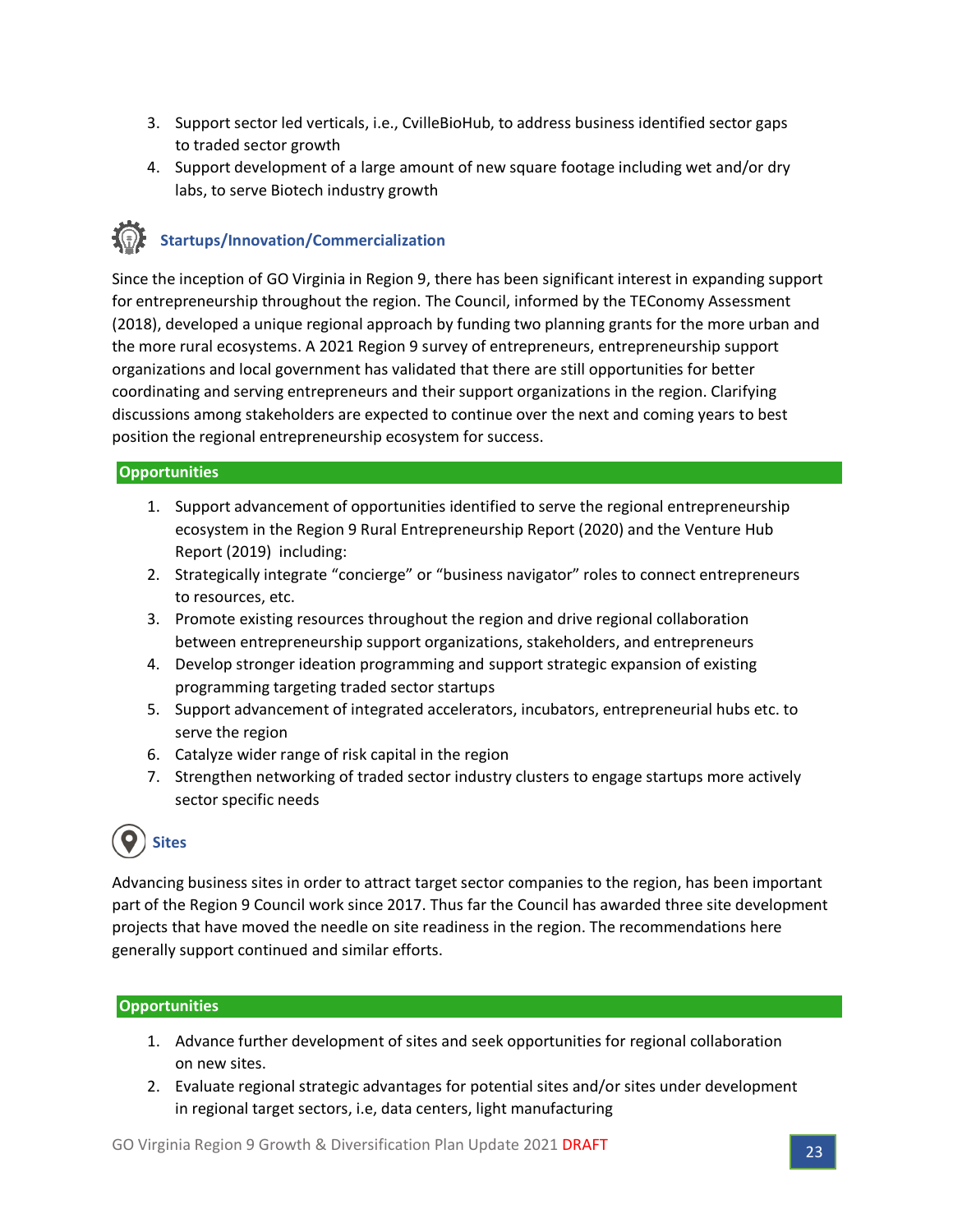3. Support sector led verticals, i.e., CvilleBioHub, to address business identified sector gaps to traded sector growth
4. Support development of a large amount of new square footage including wet and/or dry labs, to serve Biotech industry growth

### Startups/Innovation/Commercialization

Since the inception of GO Virginia in Region 9, there has been significant interest in expanding support for entrepreneurship throughout the region. The Council, informed by the TEConomy Assessment (2018), developed a unique regional approach by funding two planning grants for the more urban and the more rural ecosystems. A 2021 Region 9 survey of entrepreneurs, entrepreneurship support organizations and local government has validated that there are still opportunities for better coordinating and serving entrepreneurs and their support organizations in the region. Clarifying discussions among stakeholders are expected to continue over the next and coming years to best position the regional entrepreneurship ecosystem for success.

**Opportunities**

1. Support advancement of opportunities identified to serve the regional entrepreneurship ecosystem in the Region 9 Rural Entrepreneurship Report (2020) and the Venture Hub Report (2019) including:
2. Strategically integrate "concierge" or "business navigator" roles to connect entrepreneurs to resources, etc.
3. Promote existing resources throughout the region and drive regional collaboration between entrepreneurship support organizations, stakeholders, and entrepreneurs
4. Develop stronger ideation programming and support strategic expansion of existing programming targeting traded sector startups
5. Support advancement of integrated accelerators, incubators, entrepreneurial hubs etc. to serve the region
6. Catalyze wider range of risk capital in the region
7. Strengthen networking of traded sector industry clusters to engage startups more actively sector specific needs

### Sites

Advancing business sites in order to attract target sector companies to the region, has been important part of the Region 9 Council work since 2017. Thus far the Council has awarded three site development projects that have moved the needle on site readiness in the region. The recommendations here generally support continued and similar efforts.

**Opportunities**

1. Advance further development of sites and seek opportunities for regional collaboration on new sites.
2. Evaluate regional strategic advantages for potential sites and/or sites under development in regional target sectors, i.e, data centers, light manufacturing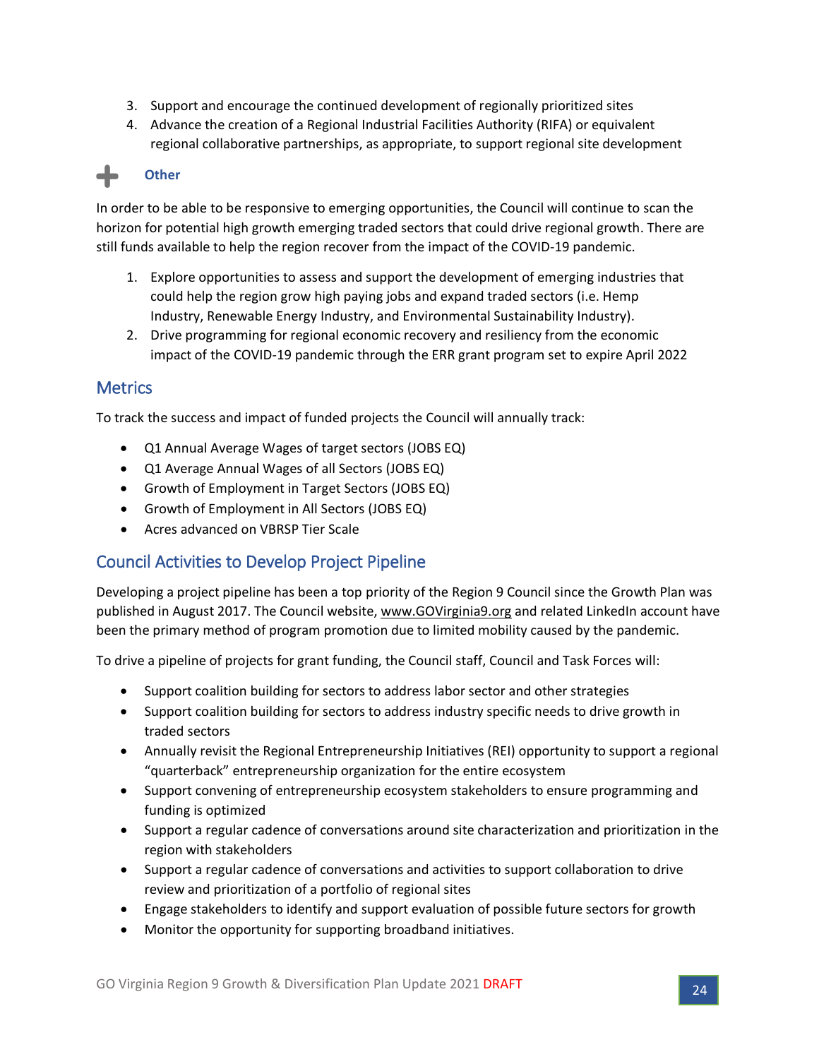3. Support and encourage the continued development of regionally prioritized sites
4. Advance the creation of a Regional Industrial Facilities Authority (RIFA) or equivalent regional collaborative partnerships, as appropriate, to support regional site development

### Other

In order to be able to be responsive to emerging opportunities, the Council will continue to scan the horizon for potential high growth emerging traded sectors that could drive regional growth. There are still funds available to help the region recover from the impact of the COVID-19 pandemic.

1. Explore opportunities to assess and support the development of emerging industries that could help the region grow high paying jobs and expand traded sectors (i.e. Hemp Industry, Renewable Energy Industry, and Environmental Sustainability Industry).
2. Drive programming for regional economic recovery and resiliency from the economic impact of the COVID-19 pandemic through the ERR grant program set to expire April 2022

## Metrics

To track the success and impact of funded projects the Council will annually track:

- Q1 Annual Average Wages of target sectors (JOBS EQ)
- Q1 Average Annual Wages of all Sectors (JOBS EQ)
- Growth of Employment in Target Sectors (JOBS EQ)
- Growth of Employment in All Sectors (JOBS EQ)
- Acres advanced on VBRSP Tier Scale

## Council Activities to Develop Project Pipeline

Developing a project pipeline has been a top priority of the Region 9 Council since the Growth Plan was published in August 2017. The Council website, www.GOVirginia9.org and related LinkedIn account have been the primary method of program promotion due to limited mobility caused by the pandemic.

To drive a pipeline of projects for grant funding, the Council staff, Council and Task Forces will:

- Support coalition building for sectors to address labor sector and other strategies
- Support coalition building for sectors to address industry specific needs to drive growth in traded sectors
- Annually revisit the Regional Entrepreneurship Initiatives (REI) opportunity to support a regional "quarterback" entrepreneurship organization for the entire ecosystem
- Support convening of entrepreneurship ecosystem stakeholders to ensure programming and funding is optimized
- Support a regular cadence of conversations around site characterization and prioritization in the region with stakeholders
- Support a regular cadence of conversations and activities to support collaboration to drive review and prioritization of a portfolio of regional sites
- Engage stakeholders to identify and support evaluation of possible future sectors for growth
- Monitor the opportunity for supporting broadband initiatives.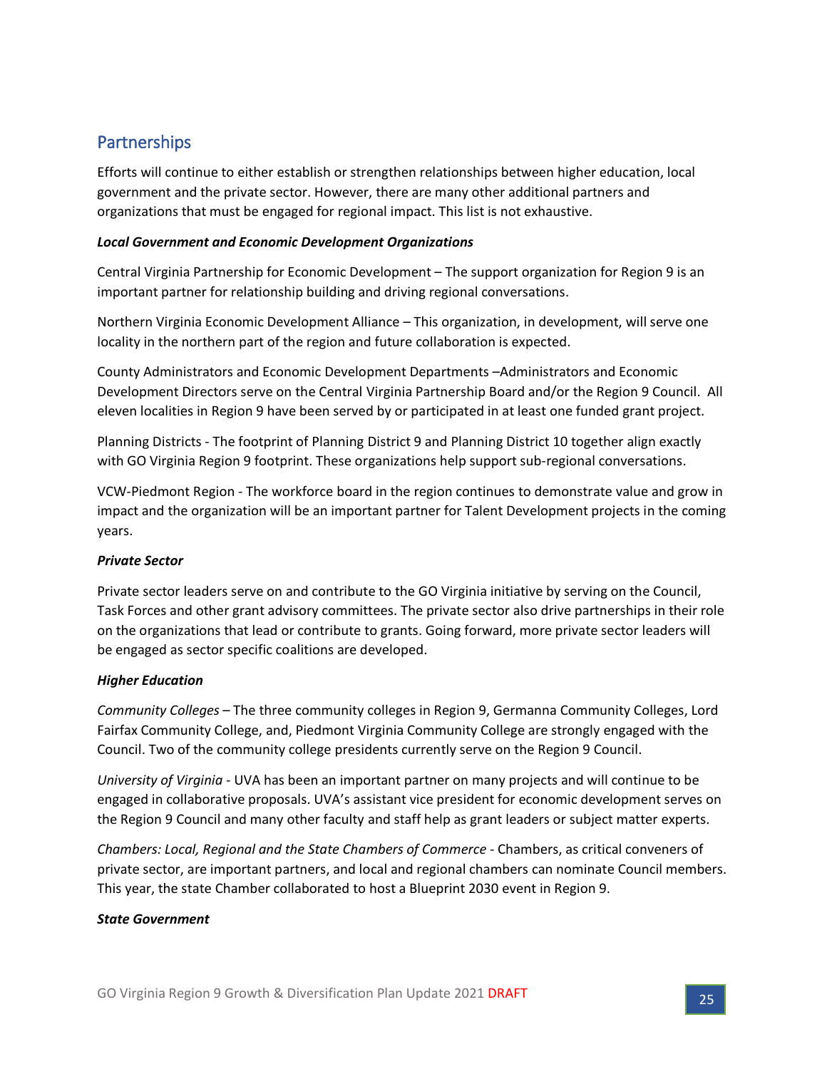## Partnerships

Efforts will continue to either establish or strengthen relationships between higher education, local government and the private sector. However, there are many other additional partners and organizations that must be engaged for regional impact. This list is not exhaustive.

***Local Government and Economic Development Organizations***

Central Virginia Partnership for Economic Development – The support organization for Region 9 is an important partner for relationship building and driving regional conversations.

Northern Virginia Economic Development Alliance – This organization, in development, will serve one locality in the northern part of the region and future collaboration is expected.

County Administrators and Economic Development Departments –Administrators and Economic Development Directors serve on the Central Virginia Partnership Board and/or the Region 9 Council. All eleven localities in Region 9 have been served by or participated in at least one funded grant project.

Planning Districts - The footprint of Planning District 9 and Planning District 10 together align exactly with GO Virginia Region 9 footprint. These organizations help support sub-regional conversations.

VCW-Piedmont Region - The workforce board in the region continues to demonstrate value and grow in impact and the organization will be an important partner for Talent Development projects in the coming years.

***Private Sector***

Private sector leaders serve on and contribute to the GO Virginia initiative by serving on the Council, Task Forces and other grant advisory committees. The private sector also drive partnerships in their role on the organizations that lead or contribute to grants. Going forward, more private sector leaders will be engaged as sector specific coalitions are developed.

***Higher Education***

*Community Colleges* – The three community colleges in Region 9, Germanna Community Colleges, Lord Fairfax Community College, and, Piedmont Virginia Community College are strongly engaged with the Council. Two of the community college presidents currently serve on the Region 9 Council.

*University of Virginia* - UVA has been an important partner on many projects and will continue to be engaged in collaborative proposals. UVA's assistant vice president for economic development serves on the Region 9 Council and many other faculty and staff help as grant leaders or subject matter experts.

*Chambers: Local, Regional and the State Chambers of Commerce* - Chambers, as critical conveners of private sector, are important partners, and local and regional chambers can nominate Council members. This year, the state Chamber collaborated to host a Blueprint 2030 event in Region 9.

***State Government***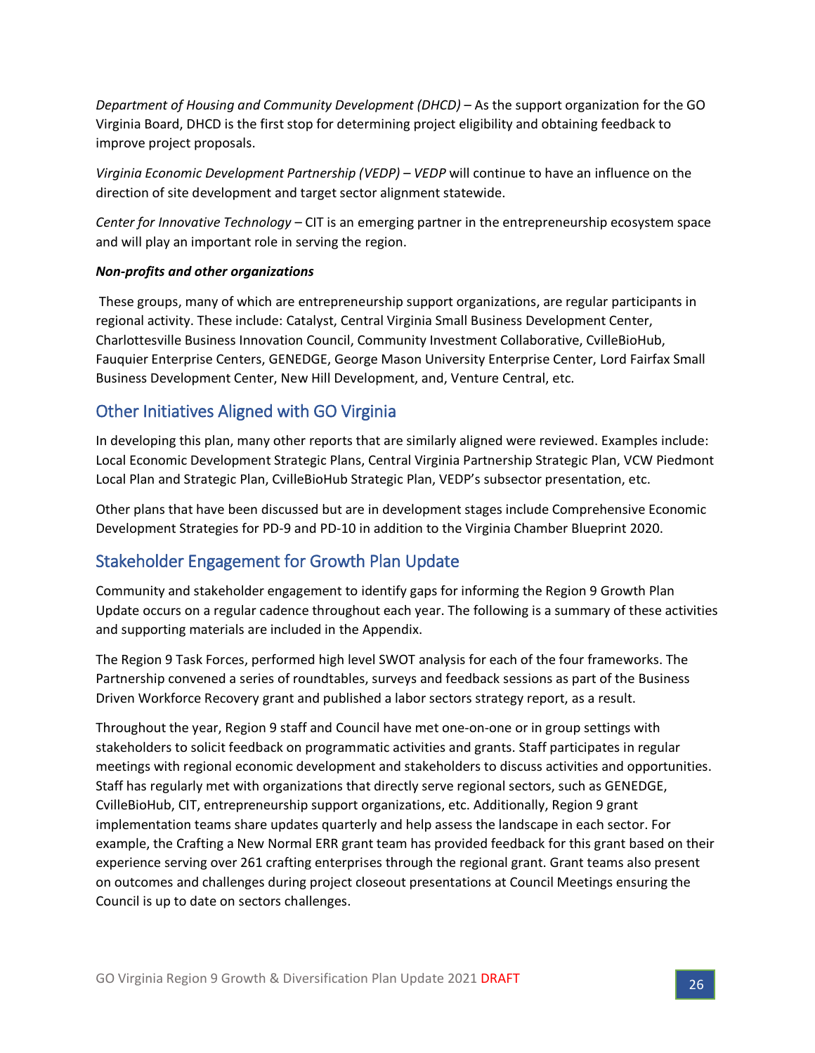*Department of Housing and Community Development (DHCD)* – As the support organization for the GO Virginia Board, DHCD is the first stop for determining project eligibility and obtaining feedback to improve project proposals.

*Virginia Economic Development Partnership (VEDP) – VEDP* will continue to have an influence on the direction of site development and target sector alignment statewide.

*Center for Innovative Technology* – CIT is an emerging partner in the entrepreneurship ecosystem space and will play an important role in serving the region.

***Non-profits and other organizations***

These groups, many of which are entrepreneurship support organizations, are regular participants in regional activity. These include: Catalyst, Central Virginia Small Business Development Center, Charlottesville Business Innovation Council, Community Investment Collaborative, CvilleBioHub, Fauquier Enterprise Centers, GENEDGE, George Mason University Enterprise Center, Lord Fairfax Small Business Development Center, New Hill Development, and, Venture Central, etc.

## Other Initiatives Aligned with GO Virginia

In developing this plan, many other reports that are similarly aligned were reviewed. Examples include: Local Economic Development Strategic Plans, Central Virginia Partnership Strategic Plan, VCW Piedmont Local Plan and Strategic Plan, CvilleBioHub Strategic Plan, VEDP's subsector presentation, etc.

Other plans that have been discussed but are in development stages include Comprehensive Economic Development Strategies for PD-9 and PD-10 in addition to the Virginia Chamber Blueprint 2020.

## Stakeholder Engagement for Growth Plan Update

Community and stakeholder engagement to identify gaps for informing the Region 9 Growth Plan Update occurs on a regular cadence throughout each year. The following is a summary of these activities and supporting materials are included in the Appendix.

The Region 9 Task Forces, performed high level SWOT analysis for each of the four frameworks. The Partnership convened a series of roundtables, surveys and feedback sessions as part of the Business Driven Workforce Recovery grant and published a labor sectors strategy report, as a result.

Throughout the year, Region 9 staff and Council have met one-on-one or in group settings with stakeholders to solicit feedback on programmatic activities and grants. Staff participates in regular meetings with regional economic development and stakeholders to discuss activities and opportunities. Staff has regularly met with organizations that directly serve regional sectors, such as GENEDGE, CvilleBioHub, CIT, entrepreneurship support organizations, etc. Additionally, Region 9 grant implementation teams share updates quarterly and help assess the landscape in each sector. For example, the Crafting a New Normal ERR grant team has provided feedback for this grant based on their experience serving over 261 crafting enterprises through the regional grant. Grant teams also present on outcomes and challenges during project closeout presentations at Council Meetings ensuring the Council is up to date on sectors challenges.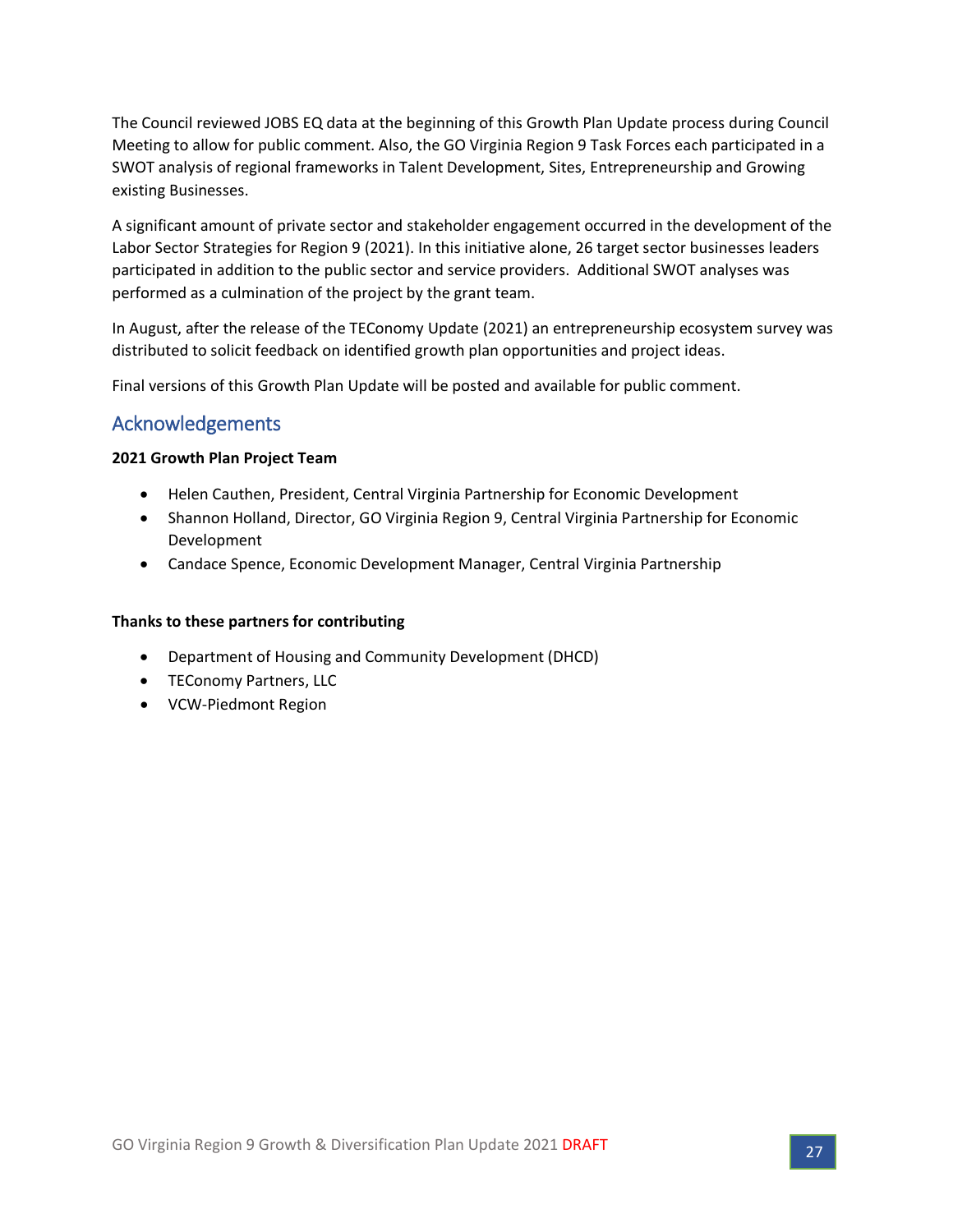The Council reviewed JOBS EQ data at the beginning of this Growth Plan Update process during Council Meeting to allow for public comment. Also, the GO Virginia Region 9 Task Forces each participated in a SWOT analysis of regional frameworks in Talent Development, Sites, Entrepreneurship and Growing existing Businesses.

A significant amount of private sector and stakeholder engagement occurred in the development of the Labor Sector Strategies for Region 9 (2021). In this initiative alone, 26 target sector businesses leaders participated in addition to the public sector and service providers. Additional SWOT analyses was performed as a culmination of the project by the grant team.

In August, after the release of the TEConomy Update (2021) an entrepreneurship ecosystem survey was distributed to solicit feedback on identified growth plan opportunities and project ideas.

Final versions of this Growth Plan Update will be posted and available for public comment.

## Acknowledgements

**2021 Growth Plan Project Team**

- Helen Cauthen, President, Central Virginia Partnership for Economic Development
- Shannon Holland, Director, GO Virginia Region 9, Central Virginia Partnership for Economic Development
- Candace Spence, Economic Development Manager, Central Virginia Partnership

**Thanks to these partners for contributing**

- Department of Housing and Community Development (DHCD)
- TEConomy Partners, LLC
- VCW-Piedmont Region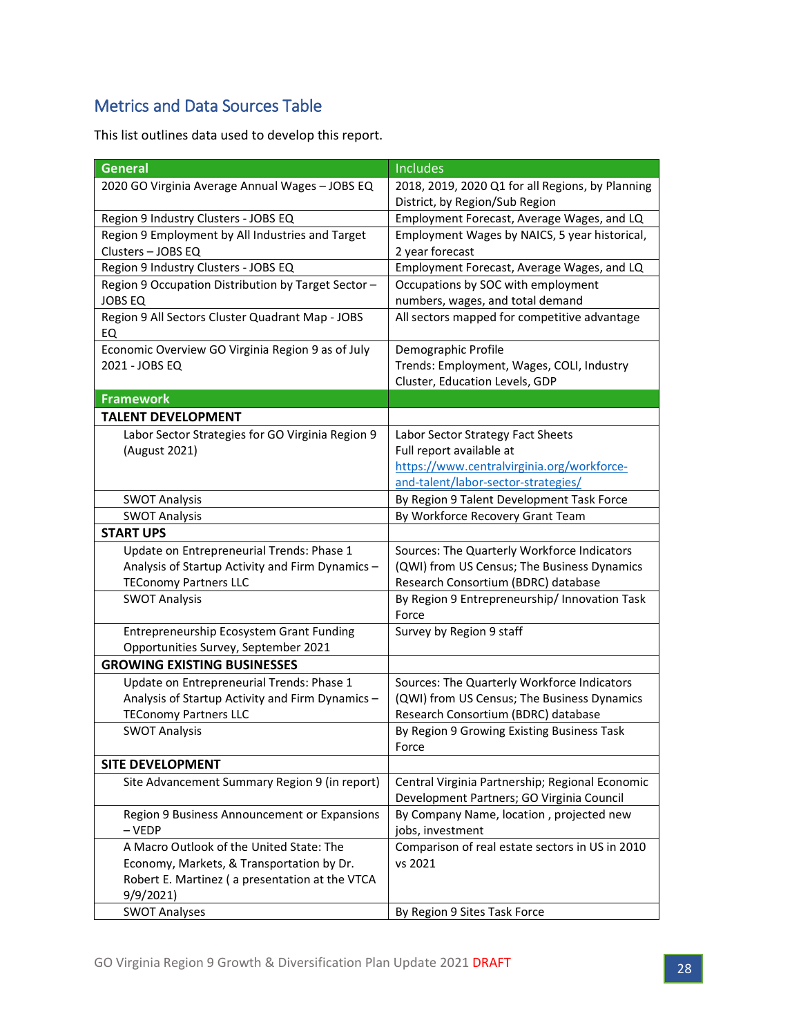## Metrics and Data Sources Table

This list outlines data used to develop this report.

| **General** | Includes |
|---|---|
| 2020 GO Virginia Average Annual Wages – JOBS EQ | 2018, 2019, 2020 Q1 for all Regions, by Planning District, by Region/Sub Region |
| Region 9 Industry Clusters - JOBS EQ | Employment Forecast, Average Wages, and LQ |
| Region 9 Employment by All Industries and Target Clusters – JOBS EQ | Employment Wages by NAICS, 5 year historical, 2 year forecast |
| Region 9 Industry Clusters - JOBS EQ | Employment Forecast, Average Wages, and LQ |
| Region 9 Occupation Distribution by Target Sector – JOBS EQ | Occupations by SOC with employment numbers, wages, and total demand |
| Region 9 All Sectors Cluster Quadrant Map - JOBS EQ | All sectors mapped for competitive advantage |
| Economic Overview GO Virginia Region 9 as of July 2021 - JOBS EQ | Demographic Profile<br>Trends: Employment, Wages, COLI, Industry Cluster, Education Levels, GDP |
| **Framework** | |
| **TALENT DEVELOPMENT** | |
| Labor Sector Strategies for GO Virginia Region 9 (August 2021) | Labor Sector Strategy Fact Sheets<br>Full report available at https://www.centralvirginia.org/workforce-and-talent/labor-sector-strategies/ |
| SWOT Analysis | By Region 9 Talent Development Task Force |
| SWOT Analysis | By Workforce Recovery Grant Team |
| **START UPS** | |
| Update on Entrepreneurial Trends: Phase 1 Analysis of Startup Activity and Firm Dynamics – TEConomy Partners LLC | Sources: The Quarterly Workforce Indicators (QWI) from US Census; The Business Dynamics Research Consortium (BDRC) database |
| SWOT Analysis | By Region 9 Entrepreneurship/ Innovation Task Force |
| Entrepreneurship Ecosystem Grant Funding Opportunities Survey, September 2021 | Survey by Region 9 staff |
| **GROWING EXISTING BUSINESSES** | |
| Update on Entrepreneurial Trends: Phase 1 Analysis of Startup Activity and Firm Dynamics – TEConomy Partners LLC | Sources: The Quarterly Workforce Indicators (QWI) from US Census; The Business Dynamics Research Consortium (BDRC) database |
| SWOT Analysis | By Region 9 Growing Existing Business Task Force |
| **SITE DEVELOPMENT** | |
| Site Advancement Summary Region 9 (in report) | Central Virginia Partnership; Regional Economic Development Partners; GO Virginia Council |
| Region 9 Business Announcement or Expansions – VEDP | By Company Name, location , projected new jobs, investment |
| A Macro Outlook of the United State: The Economy, Markets, & Transportation by Dr. Robert E. Martinez ( a presentation at the VTCA 9/9/2021) | Comparison of real estate sectors in US in 2010 vs 2021 |
| SWOT Analyses | By Region 9 Sites Task Force |